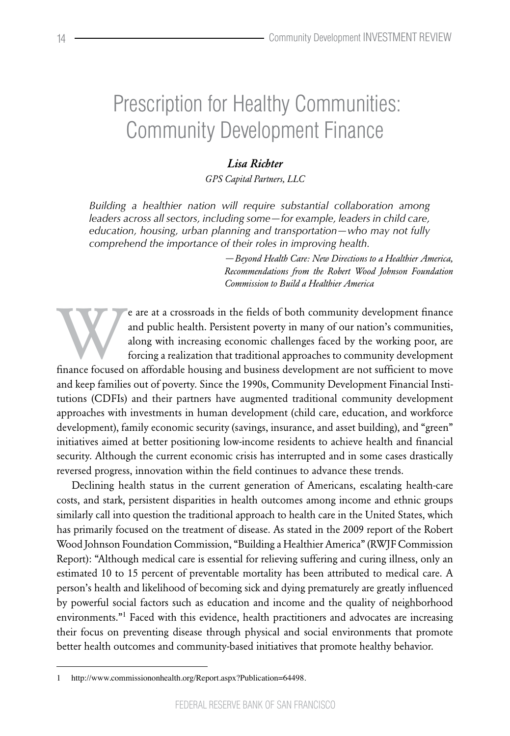# Prescription for Healthy Communities: Community Development Finance

***Lisa Richter***

*GPS Capital Partners, LLC*

> *Building a healthier nation will require substantial collaboration among leaders across all sectors, including some—for example, leaders in child care, education, housing, urban planning and transportation—who may not fully comprehend the importance of their roles in improving health.*
>
> *—Beyond Health Care: New Directions to a Healthier America, Recommendations from the Robert Wood Johnson Foundation Commission to Build a Healthier America*

We are at a crossroads in the fields of both community development finance and public health. Persistent poverty in many of our nation's communities, along with increasing economic challenges faced by the working poor, are forcing a realization that traditional approaches to community development finance focused on affordable housing and business development are not sufficient to move and keep families out of poverty. Since the 1990s, Community Development Financial Institutions (CDFIs) and their partners have augmented traditional community development approaches with investments in human development (child care, education, and workforce development), family economic security (savings, insurance, and asset building), and "green" initiatives aimed at better positioning low-income residents to achieve health and financial security. Although the current economic crisis has interrupted and in some cases drastically reversed progress, innovation within the field continues to advance these trends.

Declining health status in the current generation of Americans, escalating health-care costs, and stark, persistent disparities in health outcomes among income and ethnic groups similarly call into question the traditional approach to health care in the United States, which has primarily focused on the treatment of disease. As stated in the 2009 report of the Robert Wood Johnson Foundation Commission, "Building a Healthier America" (RWJF Commission Report): "Although medical care is essential for relieving suffering and curing illness, only an estimated 10 to 15 percent of preventable mortality has been attributed to medical care. A person's health and likelihood of becoming sick and dying prematurely are greatly influenced by powerful social factors such as education and income and the quality of neighborhood environments."[1] Faced with this evidence, health practitioners and advocates are increasing their focus on preventing disease through physical and social environments that promote better health outcomes and community-based initiatives that promote healthy behavior.

---

1 http://www.commissiononhealth.org/Report.aspx?Publication=64498.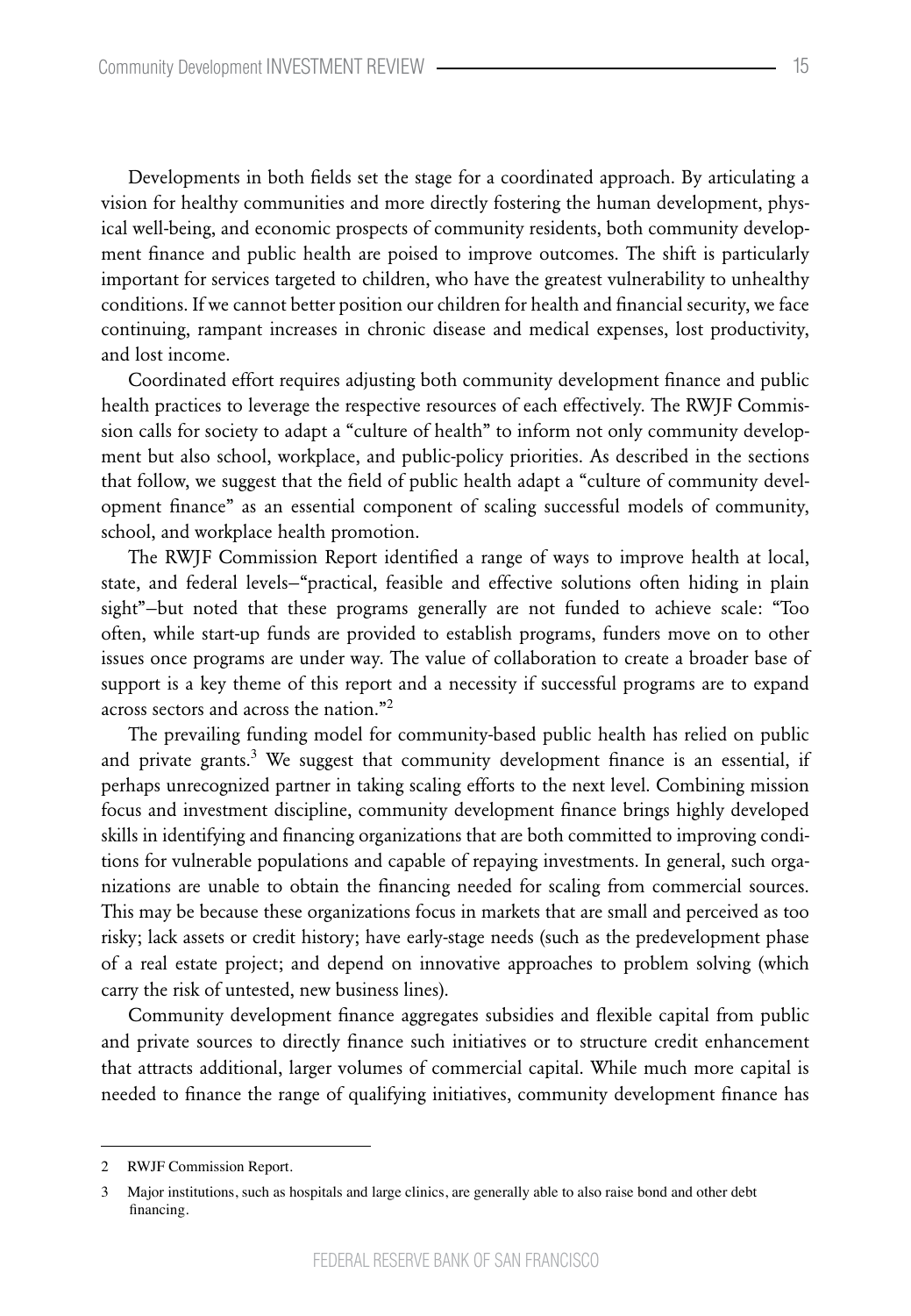Developments in both fields set the stage for a coordinated approach. By articulating a vision for healthy communities and more directly fostering the human development, physical well-being, and economic prospects of community residents, both community development finance and public health are poised to improve outcomes. The shift is particularly important for services targeted to children, who have the greatest vulnerability to unhealthy conditions. If we cannot better position our children for health and financial security, we face continuing, rampant increases in chronic disease and medical expenses, lost productivity, and lost income.

Coordinated effort requires adjusting both community development finance and public health practices to leverage the respective resources of each effectively. The RWJF Commission calls for society to adapt a "culture of health" to inform not only community development but also school, workplace, and public-policy priorities. As described in the sections that follow, we suggest that the field of public health adapt a "culture of community development finance" as an essential component of scaling successful models of community, school, and workplace health promotion.

The RWJF Commission Report identified a range of ways to improve health at local, state, and federal levels–"practical, feasible and effective solutions often hiding in plain sight"–but noted that these programs generally are not funded to achieve scale: "Too often, while start-up funds are provided to establish programs, funders move on to other issues once programs are under way. The value of collaboration to create a broader base of support is a key theme of this report and a necessity if successful programs are to expand across sectors and across the nation."[2]

The prevailing funding model for community-based public health has relied on public and private grants.[3] We suggest that community development finance is an essential, if perhaps unrecognized partner in taking scaling efforts to the next level. Combining mission focus and investment discipline, community development finance brings highly developed skills in identifying and financing organizations that are both committed to improving conditions for vulnerable populations and capable of repaying investments. In general, such organizations are unable to obtain the financing needed for scaling from commercial sources. This may be because these organizations focus in markets that are small and perceived as too risky; lack assets or credit history; have early-stage needs (such as the predevelopment phase of a real estate project; and depend on innovative approaches to problem solving (which carry the risk of untested, new business lines).

Community development finance aggregates subsidies and flexible capital from public and private sources to directly finance such initiatives or to structure credit enhancement that attracts additional, larger volumes of commercial capital. While much more capital is needed to finance the range of qualifying initiatives, community development finance has

---

2 RWJF Commission Report.

3 Major institutions, such as hospitals and large clinics, are generally able to also raise bond and other debt financing.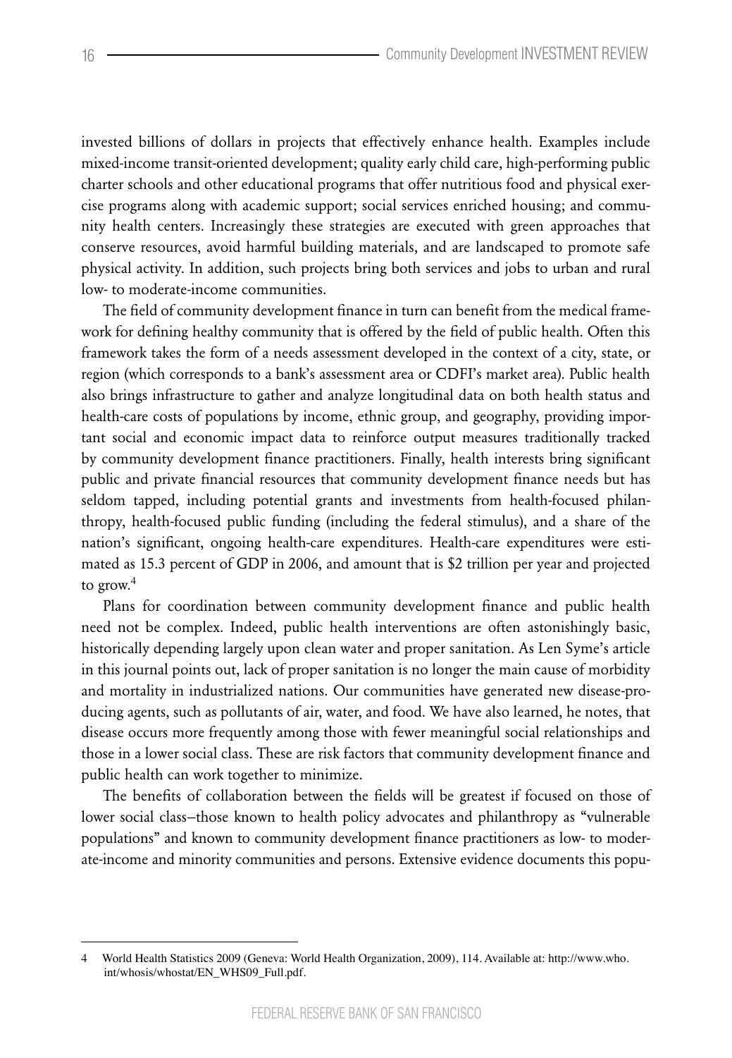invested billions of dollars in projects that effectively enhance health. Examples include mixed-income transit-oriented development; quality early child care, high-performing public charter schools and other educational programs that offer nutritious food and physical exercise programs along with academic support; social services enriched housing; and community health centers. Increasingly these strategies are executed with green approaches that conserve resources, avoid harmful building materials, and are landscaped to promote safe physical activity. In addition, such projects bring both services and jobs to urban and rural low- to moderate-income communities.

The field of community development finance in turn can benefit from the medical framework for defining healthy community that is offered by the field of public health. Often this framework takes the form of a needs assessment developed in the context of a city, state, or region (which corresponds to a bank's assessment area or CDFI's market area). Public health also brings infrastructure to gather and analyze longitudinal data on both health status and health-care costs of populations by income, ethnic group, and geography, providing important social and economic impact data to reinforce output measures traditionally tracked by community development finance practitioners. Finally, health interests bring significant public and private financial resources that community development finance needs but has seldom tapped, including potential grants and investments from health-focused philanthropy, health-focused public funding (including the federal stimulus), and a share of the nation's significant, ongoing health-care expenditures. Health-care expenditures were estimated as 15.3 percent of GDP in 2006, and amount that is \$2 trillion per year and projected to grow.[4]

Plans for coordination between community development finance and public health need not be complex. Indeed, public health interventions are often astonishingly basic, historically depending largely upon clean water and proper sanitation. As Len Syme's article in this journal points out, lack of proper sanitation is no longer the main cause of morbidity and mortality in industrialized nations. Our communities have generated new disease-producing agents, such as pollutants of air, water, and food. We have also learned, he notes, that disease occurs more frequently among those with fewer meaningful social relationships and those in a lower social class. These are risk factors that community development finance and public health can work together to minimize.

The benefits of collaboration between the fields will be greatest if focused on those of lower social class—those known to health policy advocates and philanthropy as "vulnerable populations" and known to community development finance practitioners as low- to moderate-income and minority communities and persons. Extensive evidence documents this popu-

---

4 World Health Statistics 2009 (Geneva: World Health Organization, 2009), 114. Available at: http://www.who.int/whosis/whostat/EN_WHS09_Full.pdf.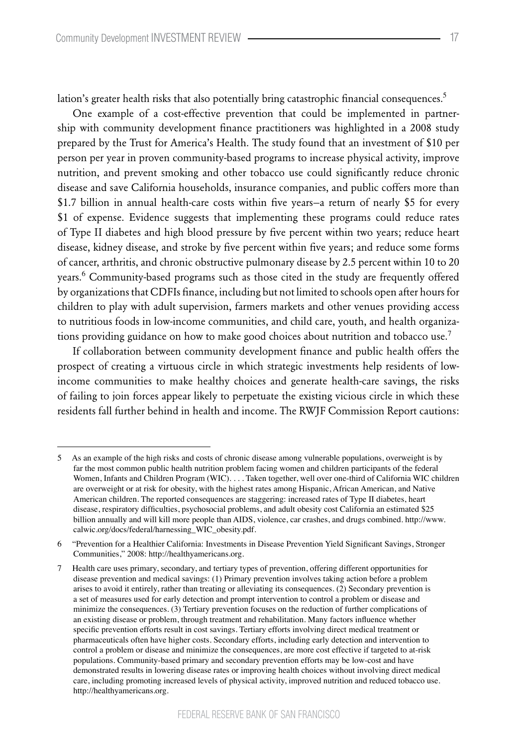lation's greater health risks that also potentially bring catastrophic financial consequences.[5]

One example of a cost-effective prevention that could be implemented in partnership with community development finance practitioners was highlighted in a 2008 study prepared by the Trust for America's Health. The study found that an investment of $10 per person per year in proven community-based programs to increase physical activity, improve nutrition, and prevent smoking and other tobacco use could significantly reduce chronic disease and save California households, insurance companies, and public coffers more than $1.7 billion in annual health-care costs within five years–a return of nearly $5 for every $1 of expense. Evidence suggests that implementing these programs could reduce rates of Type II diabetes and high blood pressure by five percent within two years; reduce heart disease, kidney disease, and stroke by five percent within five years; and reduce some forms of cancer, arthritis, and chronic obstructive pulmonary disease by 2.5 percent within 10 to 20 years.[6] Community-based programs such as those cited in the study are frequently offered by organizations that CDFIs finance, including but not limited to schools open after hours for children to play with adult supervision, farmers markets and other venues providing access to nutritious foods in low-income communities, and child care, youth, and health organizations providing guidance on how to make good choices about nutrition and tobacco use.[7]

If collaboration between community development finance and public health offers the prospect of creating a virtuous circle in which strategic investments help residents of low-income communities to make healthy choices and generate health-care savings, the risks of failing to join forces appear likely to perpetuate the existing vicious circle in which these residents fall further behind in health and income. The RWJF Commission Report cautions:

---

5 As an example of the high risks and costs of chronic disease among vulnerable populations, overweight is by far the most common public health nutrition problem facing women and children participants of the federal Women, Infants and Children Program (WIC). . . . Taken together, well over one-third of California WIC children are overweight or at risk for obesity, with the highest rates among Hispanic, African American, and Native American children. The reported consequences are staggering: increased rates of Type II diabetes, heart disease, respiratory difficulties, psychosocial problems, and adult obesity cost California an estimated $25 billion annually and will kill more people than AIDS, violence, car crashes, and drugs combined. http://www.calwic.org/docs/federal/harnessing_WIC_obesity.pdf.

6 "Prevention for a Healthier California: Investments in Disease Prevention Yield Significant Savings, Stronger Communities," 2008: http://healthyamericans.org.

7 Health care uses primary, secondary, and tertiary types of prevention, offering different opportunities for disease prevention and medical savings: (1) Primary prevention involves taking action before a problem arises to avoid it entirely, rather than treating or alleviating its consequences. (2) Secondary prevention is a set of measures used for early detection and prompt intervention to control a problem or disease and minimize the consequences. (3) Tertiary prevention focuses on the reduction of further complications of an existing disease or problem, through treatment and rehabilitation. Many factors influence whether specific prevention efforts result in cost savings. Tertiary efforts involving direct medical treatment or pharmaceuticals often have higher costs. Secondary efforts, including early detection and intervention to control a problem or disease and minimize the consequences, are more cost effective if targeted to at-risk populations. Community-based primary and secondary prevention efforts may be low-cost and have demonstrated results in lowering disease rates or improving health choices without involving direct medical care, including promoting increased levels of physical activity, improved nutrition and reduced tobacco use. http://healthyamericans.org.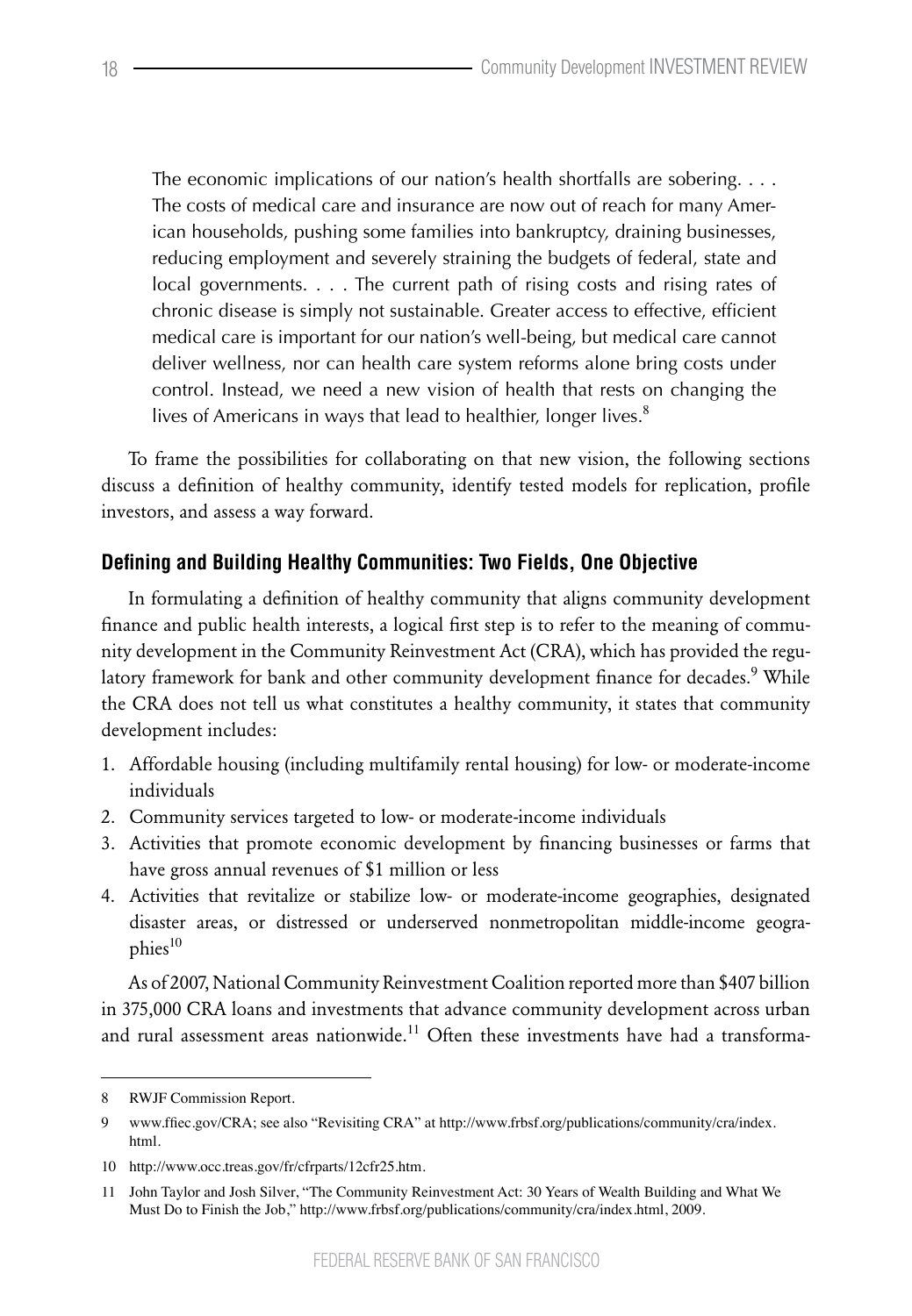> The economic implications of our nation's health shortfalls are sobering. . . . The costs of medical care and insurance are now out of reach for many American households, pushing some families into bankruptcy, draining businesses, reducing employment and severely straining the budgets of federal, state and local governments. . . . The current path of rising costs and rising rates of chronic disease is simply not sustainable. Greater access to effective, efficient medical care is important for our nation's well-being, but medical care cannot deliver wellness, nor can health care system reforms alone bring costs under control. Instead, we need a new vision of health that rests on changing the lives of Americans in ways that lead to healthier, longer lives.[8]

To frame the possibilities for collaborating on that new vision, the following sections discuss a definition of healthy community, identify tested models for replication, profile investors, and assess a way forward.

## Defining and Building Healthy Communities: Two Fields, One Objective

In formulating a definition of healthy community that aligns community development finance and public health interests, a logical first step is to refer to the meaning of community development in the Community Reinvestment Act (CRA), which has provided the regulatory framework for bank and other community development finance for decades.[9] While the CRA does not tell us what constitutes a healthy community, it states that community development includes:

1. Affordable housing (including multifamily rental housing) for low- or moderate-income individuals
2. Community services targeted to low- or moderate-income individuals
3. Activities that promote economic development by financing businesses or farms that have gross annual revenues of $1 million or less
4. Activities that revitalize or stabilize low- or moderate-income geographies, designated disaster areas, or distressed or underserved nonmetropolitan middle-income geographies[10]

As of 2007, National Community Reinvestment Coalition reported more than $407 billion in 375,000 CRA loans and investments that advance community development across urban and rural assessment areas nationwide.[11] Often these investments have had a transforma-

---

8 RWJF Commission Report.

9 www.ffiec.gov/CRA; see also "Revisiting CRA" at http://www.frbsf.org/publications/community/cra/index.html.

10 http://www.occ.treas.gov/fr/cfrparts/12cfr25.htm.

11 John Taylor and Josh Silver, "The Community Reinvestment Act: 30 Years of Wealth Building and What We Must Do to Finish the Job," http://www.frbsf.org/publications/community/cra/index.html, 2009.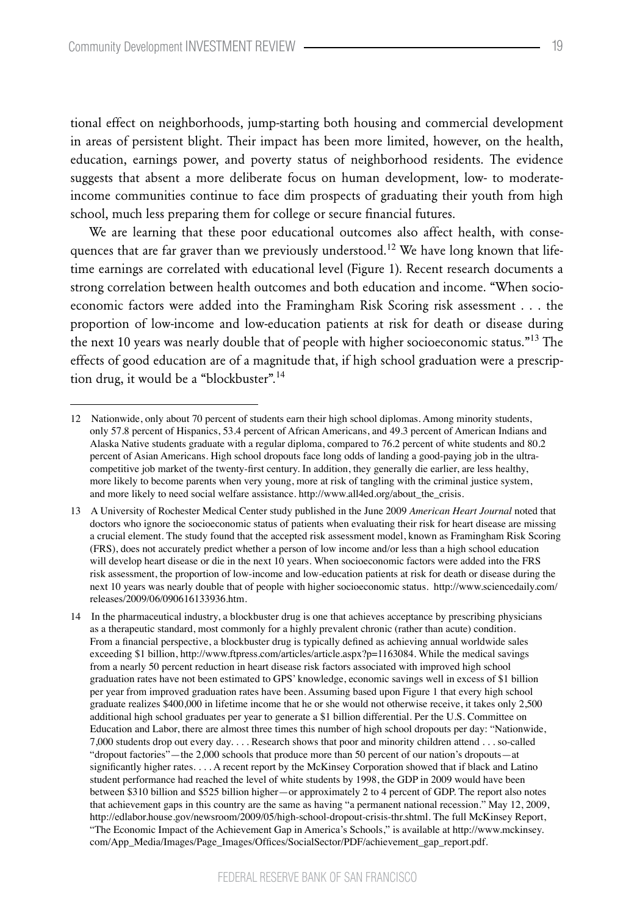tional effect on neighborhoods, jump-starting both housing and commercial development in areas of persistent blight. Their impact has been more limited, however, on the health, education, earnings power, and poverty status of neighborhood residents. The evidence suggests that absent a more deliberate focus on human development, low- to moderate-income communities continue to face dim prospects of graduating their youth from high school, much less preparing them for college or secure financial futures.

We are learning that these poor educational outcomes also affect health, with consequences that are far graver than we previously understood.[12] We have long known that lifetime earnings are correlated with educational level (Figure 1). Recent research documents a strong correlation between health outcomes and both education and income. "When socioeconomic factors were added into the Framingham Risk Scoring risk assessment . . . the proportion of low-income and low-education patients at risk for death or disease during the next 10 years was nearly double that of people with higher socioeconomic status."[13] The effects of good education are of a magnitude that, if high school graduation were a prescription drug, it would be a "blockbuster".[14]

---

12 Nationwide, only about 70 percent of students earn their high school diplomas. Among minority students, only 57.8 percent of Hispanics, 53.4 percent of African Americans, and 49.3 percent of American Indians and Alaska Native students graduate with a regular diploma, compared to 76.2 percent of white students and 80.2 percent of Asian Americans. High school dropouts face long odds of landing a good-paying job in the ultra-competitive job market of the twenty-first century. In addition, they generally die earlier, are less healthy, more likely to become parents when very young, more at risk of tangling with the criminal justice system, and more likely to need social welfare assistance. http://www.all4ed.org/about_the_crisis.

13 A University of Rochester Medical Center study published in the June 2009 *American Heart Journal* noted that doctors who ignore the socioeconomic status of patients when evaluating their risk for heart disease are missing a crucial element. The study found that the accepted risk assessment model, known as Framingham Risk Scoring (FRS), does not accurately predict whether a person of low income and/or less than a high school education will develop heart disease or die in the next 10 years. When socioeconomic factors were added into the FRS risk assessment, the proportion of low-income and low-education patients at risk for death or disease during the next 10 years was nearly double that of people with higher socioeconomic status. http://www.sciencedaily.com/releases/2009/06/090616133936.htm.

14 In the pharmaceutical industry, a blockbuster drug is one that achieves acceptance by prescribing physicians as a therapeutic standard, most commonly for a highly prevalent chronic (rather than acute) condition. From a financial perspective, a blockbuster drug is typically defined as achieving annual worldwide sales exceeding $1 billion, http://www.ftpress.com/articles/article.aspx?p=1163084. While the medical savings from a nearly 50 percent reduction in heart disease risk factors associated with improved high school graduation rates have not been estimated to GPS' knowledge, economic savings well in excess of $1 billion per year from improved graduation rates have been. Assuming based upon Figure 1 that every high school graduate realizes $400,000 in lifetime income that he or she would not otherwise receive, it takes only 2,500 additional high school graduates per year to generate a $1 billion differential. Per the U.S. Committee on Education and Labor, there are almost three times this number of high school dropouts per day: "Nationwide, 7,000 students drop out every day. . . . Research shows that poor and minority children attend . . . so-called "dropout factories"—the 2,000 schools that produce more than 50 percent of our nation's dropouts—at significantly higher rates. . . . A recent report by the McKinsey Corporation showed that if black and Latino student performance had reached the level of white students by 1998, the GDP in 2009 would have been between $310 billion and $525 billion higher—or approximately 2 to 4 percent of GDP. The report also notes that achievement gaps in this country are the same as having "a permanent national recession." May 12, 2009, http://edlabor.house.gov/newsroom/2009/05/high-school-dropout-crisis-thr.shtml. The full McKinsey Report, "The Economic Impact of the Achievement Gap in America's Schools," is available at http://www.mckinsey.com/App_Media/Images/Page_Images/Offices/SocialSector/PDF/achievement_gap_report.pdf.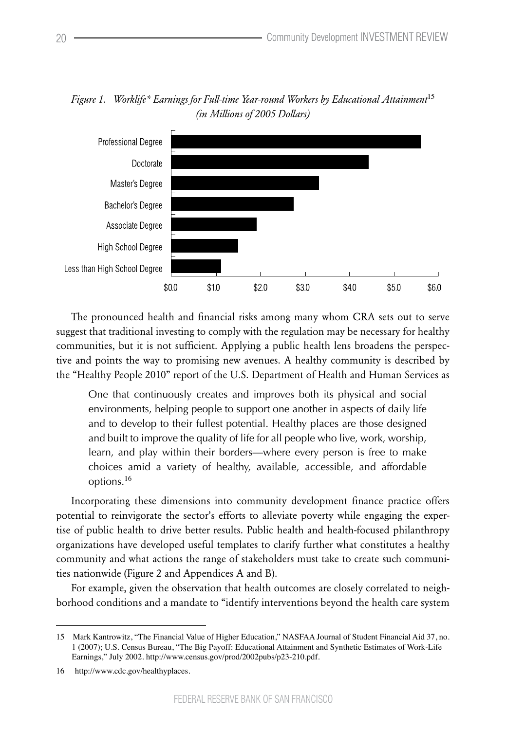*Figure 1. Worklife\* Earnings for Full-time Year-round Workers by Educational Attainment*[15]
*(in Millions of 2005 Dollars)*

The pronounced health and financial risks among many whom CRA sets out to serve suggest that traditional investing to comply with the regulation may be necessary for healthy communities, but it is not sufficient. Applying a public health lens broadens the perspective and points the way to promising new avenues. A healthy community is described by the "Healthy People 2010" report of the U.S. Department of Health and Human Services as

> One that continuously creates and improves both its physical and social environments, helping people to support one another in aspects of daily life and to develop to their fullest potential. Healthy places are those designed and built to improve the quality of life for all people who live, work, worship, learn, and play within their borders—where every person is free to make choices amid a variety of healthy, available, accessible, and affordable options.[16]

Incorporating these dimensions into community development finance practice offers potential to reinvigorate the sector's efforts to alleviate poverty while engaging the expertise of public health to drive better results. Public health and health-focused philanthropy organizations have developed useful templates to clarify further what constitutes a healthy community and what actions the range of stakeholders must take to create such communities nationwide (Figure 2 and Appendices A and B).

For example, given the observation that health outcomes are closely correlated to neighborhood conditions and a mandate to "identify interventions beyond the health care system

---

15 Mark Kantrowitz, "The Financial Value of Higher Education," NASFAA Journal of Student Financial Aid 37, no. 1 (2007); U.S. Census Bureau, "The Big Payoff: Educational Attainment and Synthetic Estimates of Work-Life Earnings," July 2002. http://www.census.gov/prod/2002pubs/p23-210.pdf.

16 http://www.cdc.gov/healthyplaces.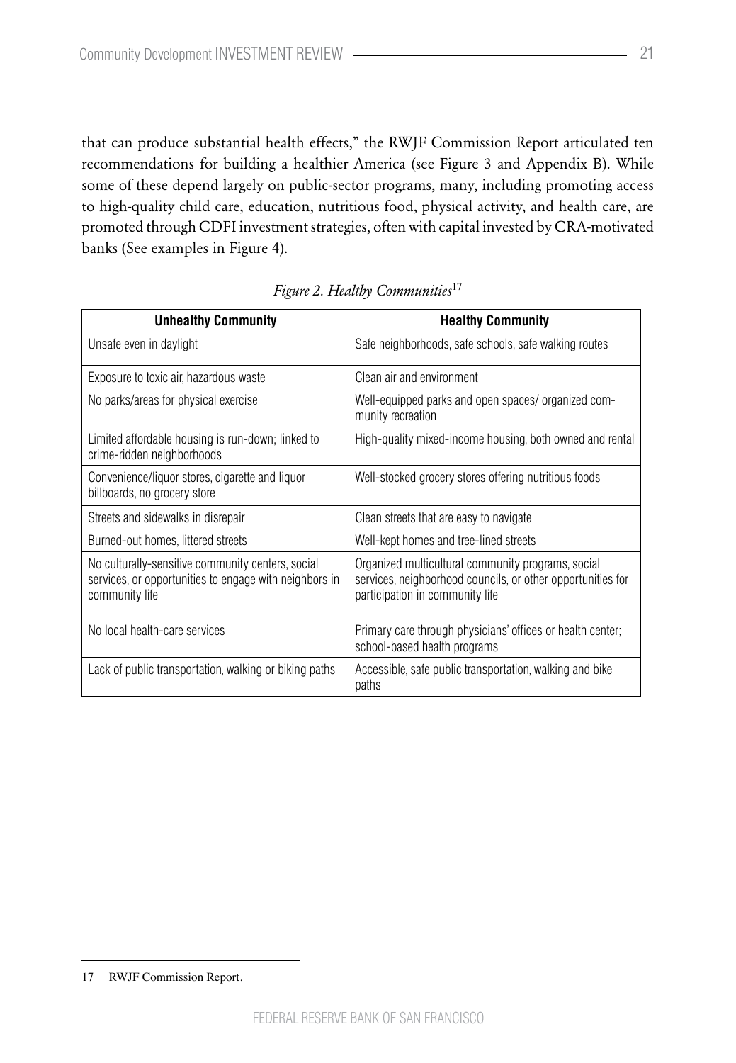that can produce substantial health effects," the RWJF Commission Report articulated ten recommendations for building a healthier America (see Figure 3 and Appendix B). While some of these depend largely on public-sector programs, many, including promoting access to high-quality child care, education, nutritious food, physical activity, and health care, are promoted through CDFI investment strategies, often with capital invested by CRA-motivated banks (See examples in Figure 4).

*Figure 2. Healthy Communities*[17]

| Unhealthy Community | Healthy Community |
|---|---|
| Unsafe even in daylight | Safe neighborhoods, safe schools, safe walking routes |
| Exposure to toxic air, hazardous waste | Clean air and environment |
| No parks/areas for physical exercise | Well-equipped parks and open spaces/ organized community recreation |
| Limited affordable housing is run-down; linked to crime-ridden neighborhoods | High-quality mixed-income housing, both owned and rental |
| Convenience/liquor stores, cigarette and liquor billboards, no grocery store | Well-stocked grocery stores offering nutritious foods |
| Streets and sidewalks in disrepair | Clean streets that are easy to navigate |
| Burned-out homes, littered streets | Well-kept homes and tree-lined streets |
| No culturally-sensitive community centers, social services, or opportunities to engage with neighbors in community life | Organized multicultural community programs, social services, neighborhood councils, or other opportunities for participation in community life |
| No local health-care services | Primary care through physicians' offices or health center; school-based health programs |
| Lack of public transportation, walking or biking paths | Accessible, safe public transportation, walking and bike paths |

17 RWJF Commission Report.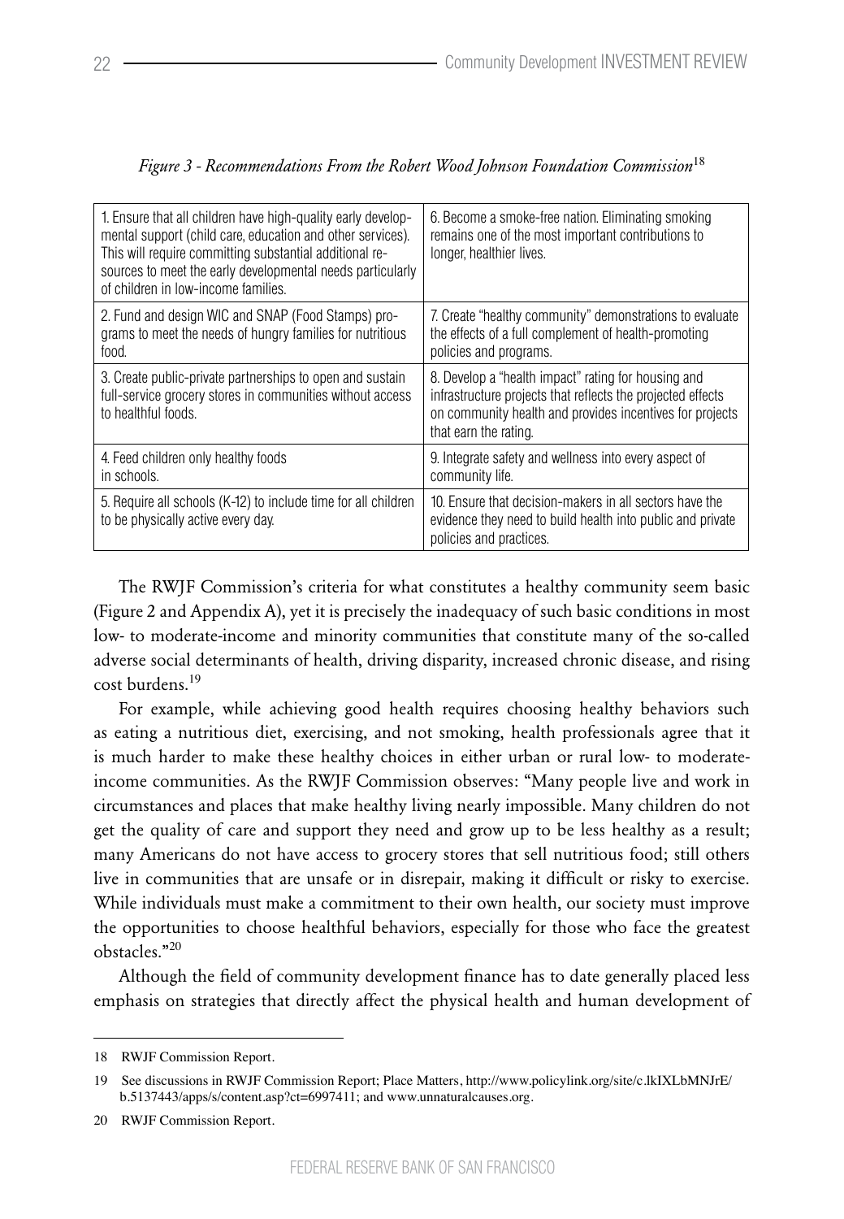*Figure 3 - Recommendations From the Robert Wood Johnson Foundation Commission*[18]

| | |
|---|---|
| 1. Ensure that all children have high-quality early developmental support (child care, education and other services). This will require committing substantial additional resources to meet the early developmental needs particularly of children in low-income families. | 6. Become a smoke-free nation. Eliminating smoking remains one of the most important contributions to longer, healthier lives. |
| 2. Fund and design WIC and SNAP (Food Stamps) programs to meet the needs of hungry families for nutritious food. | 7. Create "healthy community" demonstrations to evaluate the effects of a full complement of health-promoting policies and programs. |
| 3. Create public-private partnerships to open and sustain full-service grocery stores in communities without access to healthful foods. | 8. Develop a "health impact" rating for housing and infrastructure projects that reflects the projected effects on community health and provides incentives for projects that earn the rating. |
| 4. Feed children only healthy foods in schools. | 9. Integrate safety and wellness into every aspect of community life. |
| 5. Require all schools (K-12) to include time for all children to be physically active every day. | 10. Ensure that decision-makers in all sectors have the evidence they need to build health into public and private policies and practices. |

The RWJF Commission's criteria for what constitutes a healthy community seem basic (Figure 2 and Appendix A), yet it is precisely the inadequacy of such basic conditions in most low- to moderate-income and minority communities that constitute many of the so-called adverse social determinants of health, driving disparity, increased chronic disease, and rising cost burdens.[19]

For example, while achieving good health requires choosing healthy behaviors such as eating a nutritious diet, exercising, and not smoking, health professionals agree that it is much harder to make these healthy choices in either urban or rural low- to moderate-income communities. As the RWJF Commission observes: "Many people live and work in circumstances and places that make healthy living nearly impossible. Many children do not get the quality of care and support they need and grow up to be less healthy as a result; many Americans do not have access to grocery stores that sell nutritious food; still others live in communities that are unsafe or in disrepair, making it difficult or risky to exercise. While individuals must make a commitment to their own health, our society must improve the opportunities to choose healthful behaviors, especially for those who face the greatest obstacles."[20]

Although the field of community development finance has to date generally placed less emphasis on strategies that directly affect the physical health and human development of

---

18 RWJF Commission Report.

19 See discussions in RWJF Commission Report; Place Matters, http://www.policylink.org/site/c.lkIXLbMNJrE/b.5137443/apps/s/content.asp?ct=6997411; and www.unnaturalcauses.org.

20 RWJF Commission Report.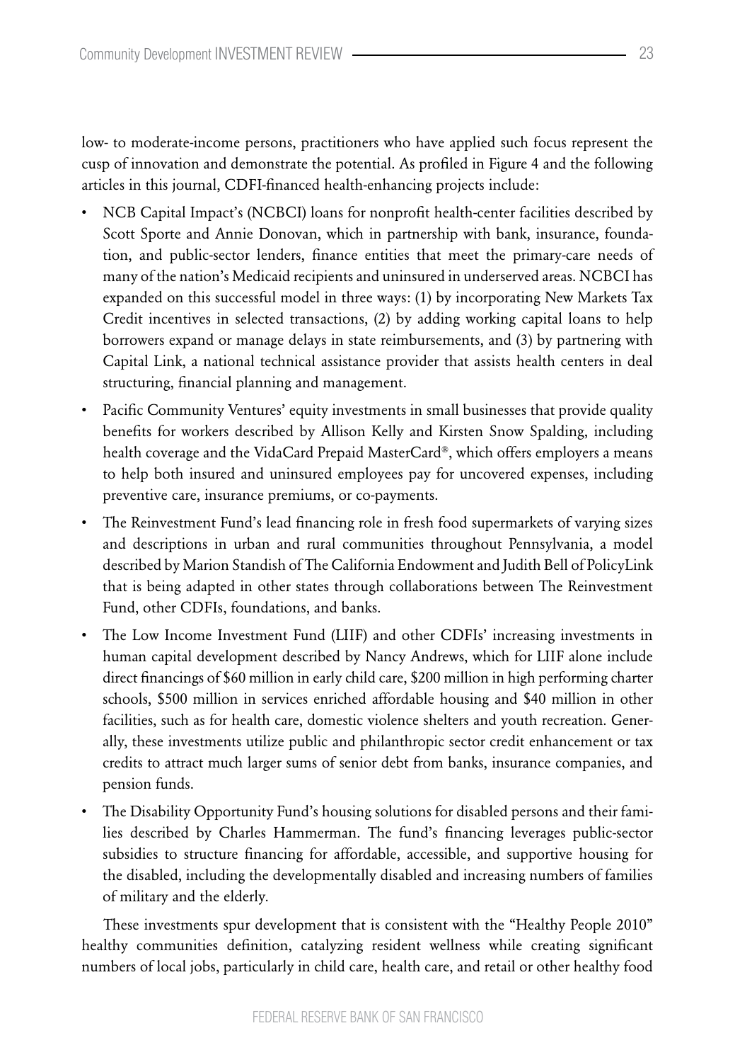low- to moderate-income persons, practitioners who have applied such focus represent the cusp of innovation and demonstrate the potential. As profiled in Figure 4 and the following articles in this journal, CDFI-financed health-enhancing projects include:

- NCB Capital Impact's (NCBCI) loans for nonprofit health-center facilities described by Scott Sporte and Annie Donovan, which in partnership with bank, insurance, foundation, and public-sector lenders, finance entities that meet the primary-care needs of many of the nation's Medicaid recipients and uninsured in underserved areas. NCBCI has expanded on this successful model in three ways: (1) by incorporating New Markets Tax Credit incentives in selected transactions, (2) by adding working capital loans to help borrowers expand or manage delays in state reimbursements, and (3) by partnering with Capital Link, a national technical assistance provider that assists health centers in deal structuring, financial planning and management.
- Pacific Community Ventures' equity investments in small businesses that provide quality benefits for workers described by Allison Kelly and Kirsten Snow Spalding, including health coverage and the VidaCard Prepaid MasterCard®, which offers employers a means to help both insured and uninsured employees pay for uncovered expenses, including preventive care, insurance premiums, or co-payments.
- The Reinvestment Fund's lead financing role in fresh food supermarkets of varying sizes and descriptions in urban and rural communities throughout Pennsylvania, a model described by Marion Standish of The California Endowment and Judith Bell of PolicyLink that is being adapted in other states through collaborations between The Reinvestment Fund, other CDFIs, foundations, and banks.
- The Low Income Investment Fund (LIIF) and other CDFIs' increasing investments in human capital development described by Nancy Andrews, which for LIIF alone include direct financings of $60 million in early child care, $200 million in high performing charter schools, $500 million in services enriched affordable housing and $40 million in other facilities, such as for health care, domestic violence shelters and youth recreation. Generally, these investments utilize public and philanthropic sector credit enhancement or tax credits to attract much larger sums of senior debt from banks, insurance companies, and pension funds.
- The Disability Opportunity Fund's housing solutions for disabled persons and their families described by Charles Hammerman. The fund's financing leverages public-sector subsidies to structure financing for affordable, accessible, and supportive housing for the disabled, including the developmentally disabled and increasing numbers of families of military and the elderly.

These investments spur development that is consistent with the "Healthy People 2010" healthy communities definition, catalyzing resident wellness while creating significant numbers of local jobs, particularly in child care, health care, and retail or other healthy food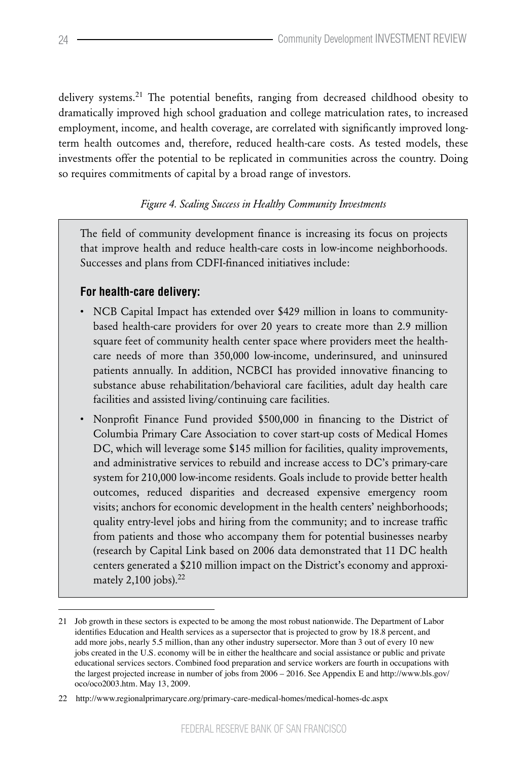delivery systems.[21] The potential benefits, ranging from decreased childhood obesity to dramatically improved high school graduation and college matriculation rates, to increased employment, income, and health coverage, are correlated with significantly improved long-term health outcomes and, therefore, reduced health-care costs. As tested models, these investments offer the potential to be replicated in communities across the country. Doing so requires commitments of capital by a broad range of investors.

*Figure 4. Scaling Success in Healthy Community Investments*

The field of community development finance is increasing its focus on projects that improve health and reduce health-care costs in low-income neighborhoods. Successes and plans from CDFI-financed initiatives include:

**For health-care delivery:**

- NCB Capital Impact has extended over $429 million in loans to community-based health-care providers for over 20 years to create more than 2.9 million square feet of community health center space where providers meet the health-care needs of more than 350,000 low-income, underinsured, and uninsured patients annually. In addition, NCBCI has provided innovative financing to substance abuse rehabilitation/behavioral care facilities, adult day health care facilities and assisted living/continuing care facilities.
- Nonprofit Finance Fund provided $500,000 in financing to the District of Columbia Primary Care Association to cover start-up costs of Medical Homes DC, which will leverage some $145 million for facilities, quality improvements, and administrative services to rebuild and increase access to DC's primary-care system for 210,000 low-income residents. Goals include to provide better health outcomes, reduced disparities and decreased expensive emergency room visits; anchors for economic development in the health centers' neighborhoods; quality entry-level jobs and hiring from the community; and to increase traffic from patients and those who accompany them for potential businesses nearby (research by Capital Link based on 2006 data demonstrated that 11 DC health centers generated a $210 million impact on the District's economy and approximately 2,100 jobs).[22]

---

21 Job growth in these sectors is expected to be among the most robust nationwide. The Department of Labor identifies Education and Health services as a supersector that is projected to grow by 18.8 percent, and add more jobs, nearly 5.5 million, than any other industry supersector. More than 3 out of every 10 new jobs created in the U.S. economy will be in either the healthcare and social assistance or public and private educational services sectors. Combined food preparation and service workers are fourth in occupations with the largest projected increase in number of jobs from 2006 – 2016. See Appendix E and http://www.bls.gov/oco/oco2003.htm. May 13, 2009.

22 http://www.regionalprimarycare.org/primary-care-medical-homes/medical-homes-dc.aspx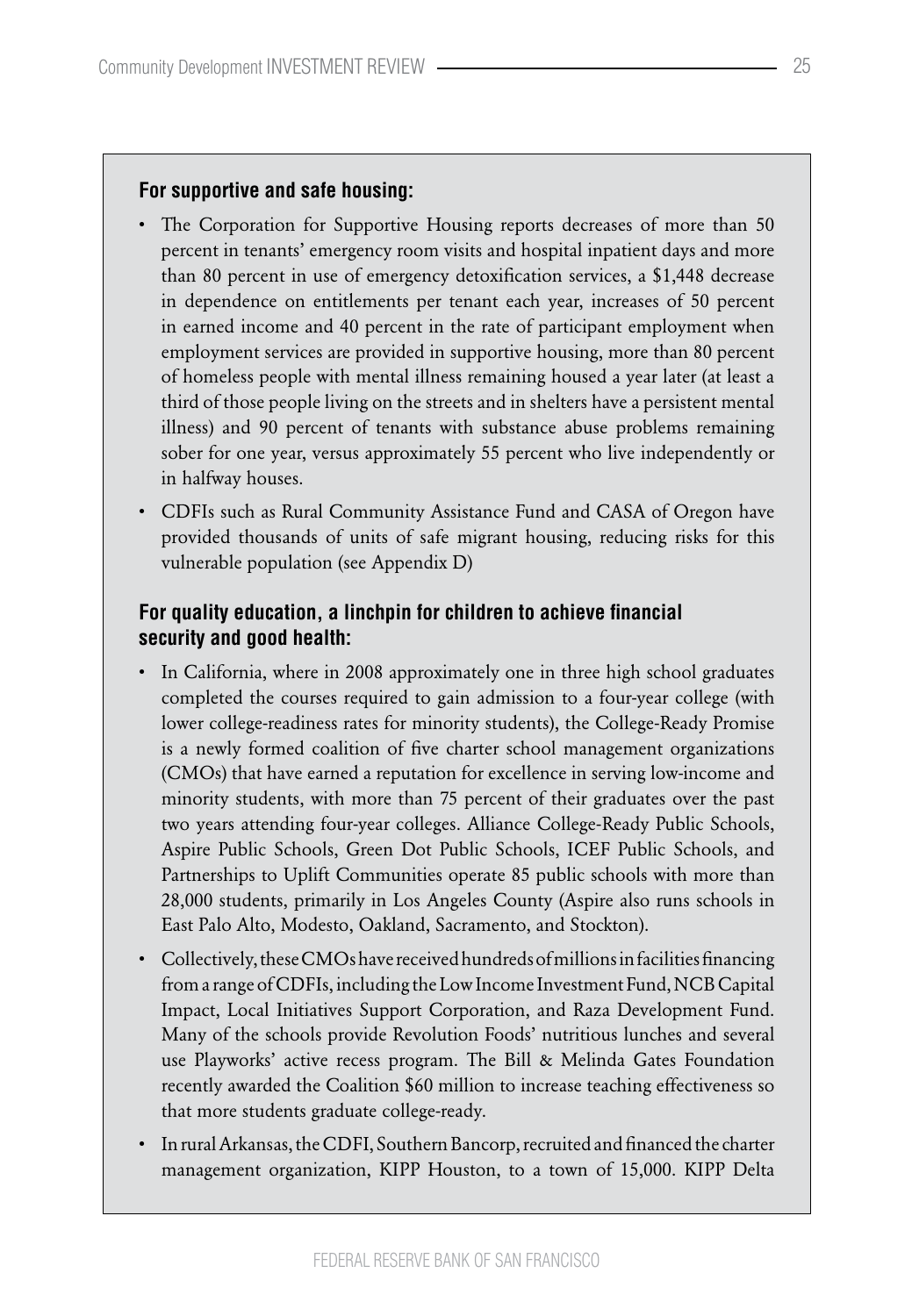**For supportive and safe housing:**

- The Corporation for Supportive Housing reports decreases of more than 50 percent in tenants' emergency room visits and hospital inpatient days and more than 80 percent in use of emergency detoxification services, a $1,448 decrease in dependence on entitlements per tenant each year, increases of 50 percent in earned income and 40 percent in the rate of participant employment when employment services are provided in supportive housing, more than 80 percent of homeless people with mental illness remaining housed a year later (at least a third of those people living on the streets and in shelters have a persistent mental illness) and 90 percent of tenants with substance abuse problems remaining sober for one year, versus approximately 55 percent who live independently or in halfway houses.
- CDFIs such as Rural Community Assistance Fund and CASA of Oregon have provided thousands of units of safe migrant housing, reducing risks for this vulnerable population (see Appendix D)

**For quality education, a linchpin for children to achieve financial security and good health:**

- In California, where in 2008 approximately one in three high school graduates completed the courses required to gain admission to a four-year college (with lower college-readiness rates for minority students), the College-Ready Promise is a newly formed coalition of five charter school management organizations (CMOs) that have earned a reputation for excellence in serving low-income and minority students, with more than 75 percent of their graduates over the past two years attending four-year colleges. Alliance College-Ready Public Schools, Aspire Public Schools, Green Dot Public Schools, ICEF Public Schools, and Partnerships to Uplift Communities operate 85 public schools with more than 28,000 students, primarily in Los Angeles County (Aspire also runs schools in East Palo Alto, Modesto, Oakland, Sacramento, and Stockton).
- Collectively, these CMOs have received hundreds of millions in facilities financing from a range of CDFIs, including the Low Income Investment Fund, NCB Capital Impact, Local Initiatives Support Corporation, and Raza Development Fund. Many of the schools provide Revolution Foods' nutritious lunches and several use Playworks' active recess program. The Bill & Melinda Gates Foundation recently awarded the Coalition $60 million to increase teaching effectiveness so that more students graduate college-ready.
- In rural Arkansas, the CDFI, Southern Bancorp, recruited and financed the charter management organization, KIPP Houston, to a town of 15,000. KIPP Delta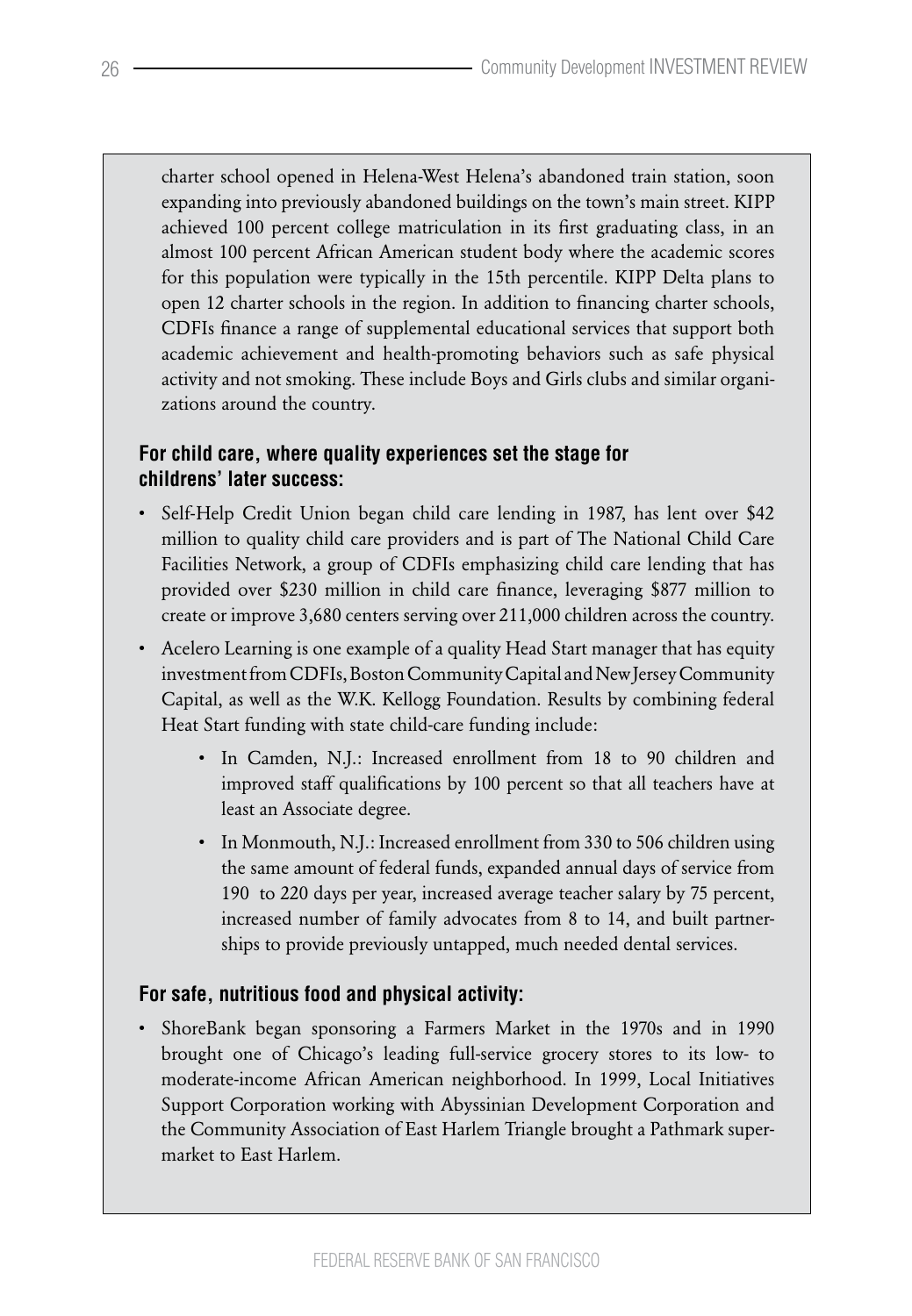charter school opened in Helena-West Helena's abandoned train station, soon expanding into previously abandoned buildings on the town's main street. KIPP achieved 100 percent college matriculation in its first graduating class, in an almost 100 percent African American student body where the academic scores for this population were typically in the 15th percentile. KIPP Delta plans to open 12 charter schools in the region. In addition to financing charter schools, CDFIs finance a range of supplemental educational services that support both academic achievement and health-promoting behaviors such as safe physical activity and not smoking. These include Boys and Girls clubs and similar organizations around the country.

### For child care, where quality experiences set the stage for childrens' later success:

- Self-Help Credit Union began child care lending in 1987, has lent over $42 million to quality child care providers and is part of The National Child Care Facilities Network, a group of CDFIs emphasizing child care lending that has provided over $230 million in child care finance, leveraging $877 million to create or improve 3,680 centers serving over 211,000 children across the country.
- Acelero Learning is one example of a quality Head Start manager that has equity investment from CDFIs, Boston Community Capital and New Jersey Community Capital, as well as the W.K. Kellogg Foundation. Results by combining federal Heat Start funding with state child-care funding include:
  - In Camden, N.J.: Increased enrollment from 18 to 90 children and improved staff qualifications by 100 percent so that all teachers have at least an Associate degree.
  - In Monmouth, N.J.: Increased enrollment from 330 to 506 children using the same amount of federal funds, expanded annual days of service from 190 to 220 days per year, increased average teacher salary by 75 percent, increased number of family advocates from 8 to 14, and built partnerships to provide previously untapped, much needed dental services.

### For safe, nutritious food and physical activity:

- ShoreBank began sponsoring a Farmers Market in the 1970s and in 1990 brought one of Chicago's leading full-service grocery stores to its low- to moderate-income African American neighborhood. In 1999, Local Initiatives Support Corporation working with Abyssinian Development Corporation and the Community Association of East Harlem Triangle brought a Pathmark supermarket to East Harlem.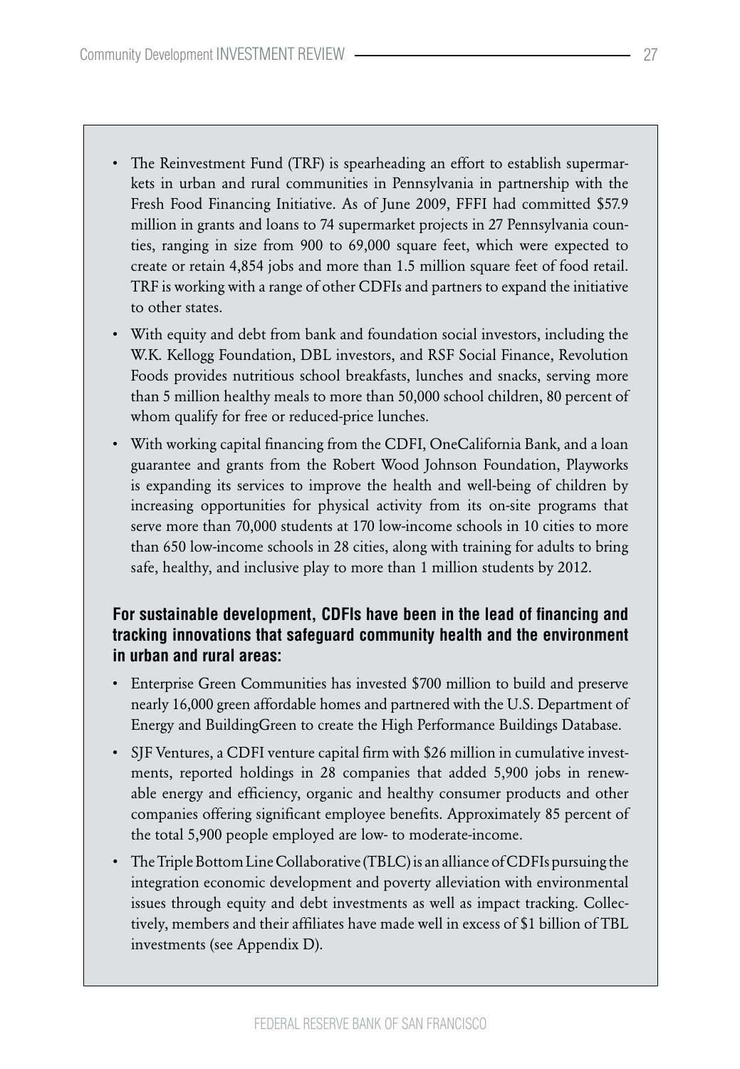- The Reinvestment Fund (TRF) is spearheading an effort to establish supermarkets in urban and rural communities in Pennsylvania in partnership with the Fresh Food Financing Initiative. As of June 2009, FFFI had committed $57.9 million in grants and loans to 74 supermarket projects in 27 Pennsylvania counties, ranging in size from 900 to 69,000 square feet, which were expected to create or retain 4,854 jobs and more than 1.5 million square feet of food retail. TRF is working with a range of other CDFIs and partners to expand the initiative to other states.
- With equity and debt from bank and foundation social investors, including the W.K. Kellogg Foundation, DBL investors, and RSF Social Finance, Revolution Foods provides nutritious school breakfasts, lunches and snacks, serving more than 5 million healthy meals to more than 50,000 school children, 80 percent of whom qualify for free or reduced-price lunches.
- With working capital financing from the CDFI, OneCalifornia Bank, and a loan guarantee and grants from the Robert Wood Johnson Foundation, Playworks is expanding its services to improve the health and well-being of children by increasing opportunities for physical activity from its on-site programs that serve more than 70,000 students at 170 low-income schools in 10 cities to more than 650 low-income schools in 28 cities, along with training for adults to bring safe, healthy, and inclusive play to more than 1 million students by 2012.

**For sustainable development, CDFIs have been in the lead of financing and tracking innovations that safeguard community health and the environment in urban and rural areas:**

- Enterprise Green Communities has invested $700 million to build and preserve nearly 16,000 green affordable homes and partnered with the U.S. Department of Energy and BuildingGreen to create the High Performance Buildings Database.
- SJF Ventures, a CDFI venture capital firm with $26 million in cumulative investments, reported holdings in 28 companies that added 5,900 jobs in renewable energy and efficiency, organic and healthy consumer products and other companies offering significant employee benefits. Approximately 85 percent of the total 5,900 people employed are low- to moderate-income.
- The Triple Bottom Line Collaborative (TBLC) is an alliance of CDFIs pursuing the integration economic development and poverty alleviation with environmental issues through equity and debt investments as well as impact tracking. Collectively, members and their affiliates have made well in excess of $1 billion of TBL investments (see Appendix D).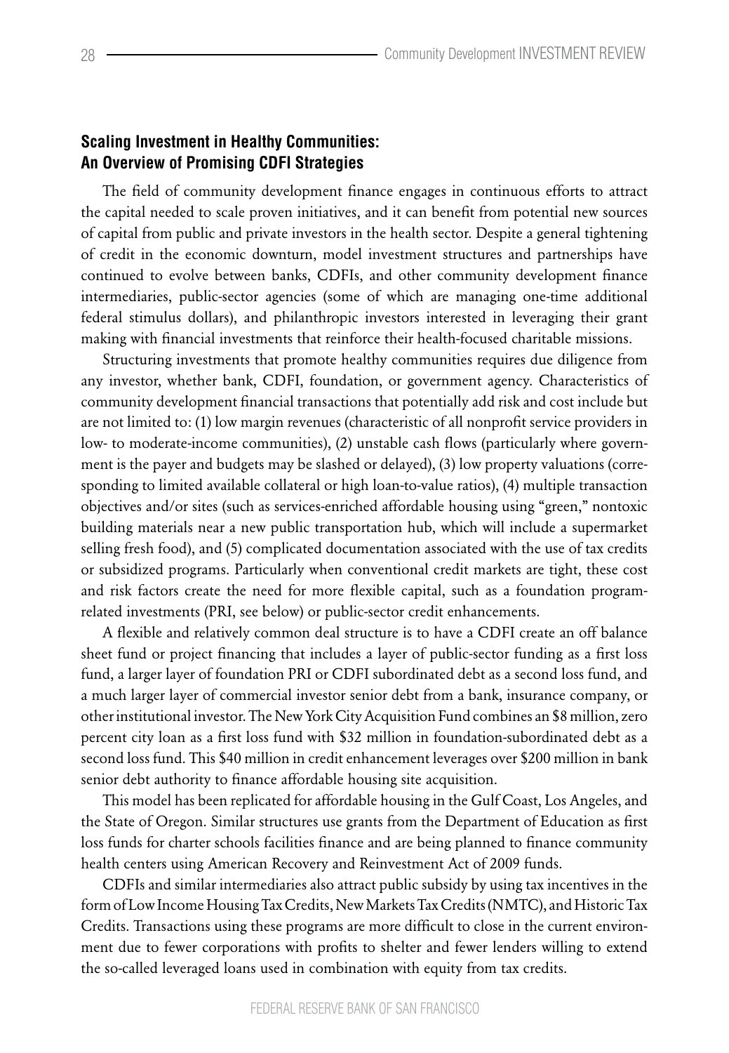## Scaling Investment in Healthy Communities: An Overview of Promising CDFI Strategies

The field of community development finance engages in continuous efforts to attract the capital needed to scale proven initiatives, and it can benefit from potential new sources of capital from public and private investors in the health sector. Despite a general tightening of credit in the economic downturn, model investment structures and partnerships have continued to evolve between banks, CDFIs, and other community development finance intermediaries, public-sector agencies (some of which are managing one-time additional federal stimulus dollars), and philanthropic investors interested in leveraging their grant making with financial investments that reinforce their health-focused charitable missions.

Structuring investments that promote healthy communities requires due diligence from any investor, whether bank, CDFI, foundation, or government agency. Characteristics of community development financial transactions that potentially add risk and cost include but are not limited to: (1) low margin revenues (characteristic of all nonprofit service providers in low- to moderate-income communities), (2) unstable cash flows (particularly where government is the payer and budgets may be slashed or delayed), (3) low property valuations (corresponding to limited available collateral or high loan-to-value ratios), (4) multiple transaction objectives and/or sites (such as services-enriched affordable housing using "green," nontoxic building materials near a new public transportation hub, which will include a supermarket selling fresh food), and (5) complicated documentation associated with the use of tax credits or subsidized programs. Particularly when conventional credit markets are tight, these cost and risk factors create the need for more flexible capital, such as a foundation program-related investments (PRI, see below) or public-sector credit enhancements.

A flexible and relatively common deal structure is to have a CDFI create an off balance sheet fund or project financing that includes a layer of public-sector funding as a first loss fund, a larger layer of foundation PRI or CDFI subordinated debt as a second loss fund, and a much larger layer of commercial investor senior debt from a bank, insurance company, or other institutional investor. The New York City Acquisition Fund combines an $8 million, zero percent city loan as a first loss fund with $32 million in foundation-subordinated debt as a second loss fund. This $40 million in credit enhancement leverages over $200 million in bank senior debt authority to finance affordable housing site acquisition.

This model has been replicated for affordable housing in the Gulf Coast, Los Angeles, and the State of Oregon. Similar structures use grants from the Department of Education as first loss funds for charter schools facilities finance and are being planned to finance community health centers using American Recovery and Reinvestment Act of 2009 funds.

CDFIs and similar intermediaries also attract public subsidy by using tax incentives in the form of Low Income Housing Tax Credits, New Markets Tax Credits (NMTC), and Historic Tax Credits. Transactions using these programs are more difficult to close in the current environment due to fewer corporations with profits to shelter and fewer lenders willing to extend the so-called leveraged loans used in combination with equity from tax credits.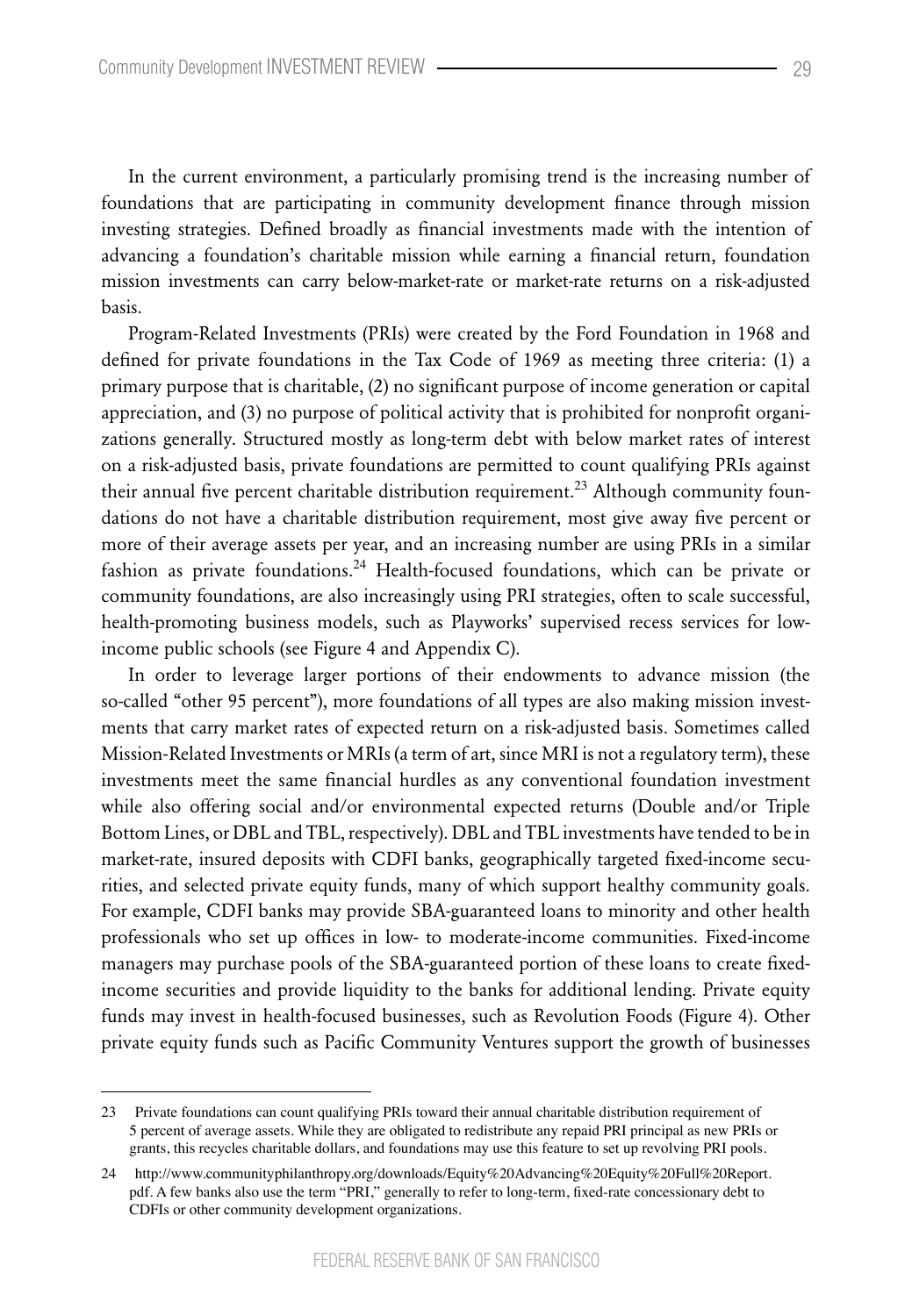In the current environment, a particularly promising trend is the increasing number of foundations that are participating in community development finance through mission investing strategies. Defined broadly as financial investments made with the intention of advancing a foundation's charitable mission while earning a financial return, foundation mission investments can carry below-market-rate or market-rate returns on a risk-adjusted basis.

Program-Related Investments (PRIs) were created by the Ford Foundation in 1968 and defined for private foundations in the Tax Code of 1969 as meeting three criteria: (1) a primary purpose that is charitable, (2) no significant purpose of income generation or capital appreciation, and (3) no purpose of political activity that is prohibited for nonprofit organizations generally. Structured mostly as long-term debt with below market rates of interest on a risk-adjusted basis, private foundations are permitted to count qualifying PRIs against their annual five percent charitable distribution requirement.[23] Although community foundations do not have a charitable distribution requirement, most give away five percent or more of their average assets per year, and an increasing number are using PRIs in a similar fashion as private foundations.[24] Health-focused foundations, which can be private or community foundations, are also increasingly using PRI strategies, often to scale successful, health-promoting business models, such as Playworks' supervised recess services for low-income public schools (see Figure 4 and Appendix C).

In order to leverage larger portions of their endowments to advance mission (the so-called "other 95 percent"), more foundations of all types are also making mission investments that carry market rates of expected return on a risk-adjusted basis. Sometimes called Mission-Related Investments or MRIs (a term of art, since MRI is not a regulatory term), these investments meet the same financial hurdles as any conventional foundation investment while also offering social and/or environmental expected returns (Double and/or Triple Bottom Lines, or DBL and TBL, respectively). DBL and TBL investments have tended to be in market-rate, insured deposits with CDFI banks, geographically targeted fixed-income securities, and selected private equity funds, many of which support healthy community goals. For example, CDFI banks may provide SBA-guaranteed loans to minority and other health professionals who set up offices in low- to moderate-income communities. Fixed-income managers may purchase pools of the SBA-guaranteed portion of these loans to create fixed-income securities and provide liquidity to the banks for additional lending. Private equity funds may invest in health-focused businesses, such as Revolution Foods (Figure 4). Other private equity funds such as Pacific Community Ventures support the growth of businesses

---

23 Private foundations can count qualifying PRIs toward their annual charitable distribution requirement of 5 percent of average assets. While they are obligated to redistribute any repaid PRI principal as new PRIs or grants, this recycles charitable dollars, and foundations may use this feature to set up revolving PRI pools.

24 http://www.communityphilanthropy.org/downloads/Equity%20Advancing%20Equity%20Full%20Report.pdf. A few banks also use the term "PRI," generally to refer to long-term, fixed-rate concessionary debt to CDFIs or other community development organizations.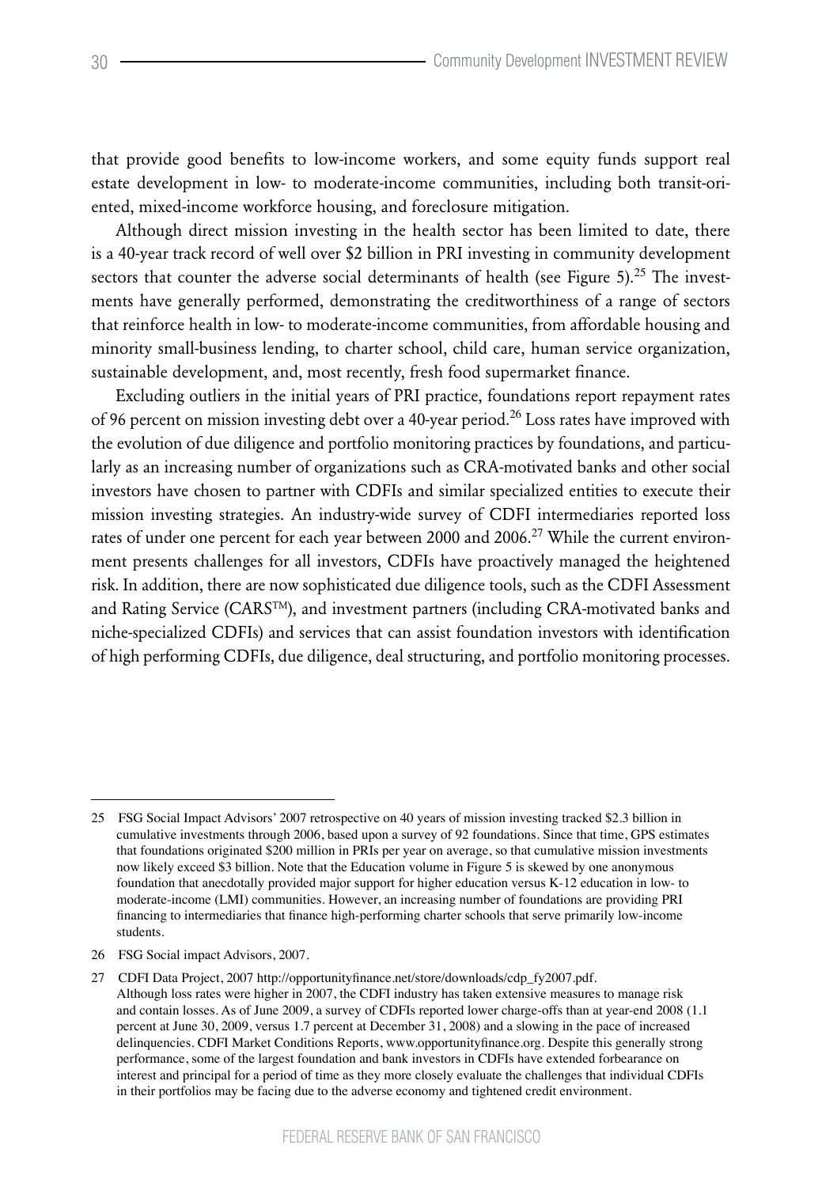that provide good benefits to low-income workers, and some equity funds support real estate development in low- to moderate-income communities, including both transit-oriented, mixed-income workforce housing, and foreclosure mitigation.

Although direct mission investing in the health sector has been limited to date, there is a 40-year track record of well over $2 billion in PRI investing in community development sectors that counter the adverse social determinants of health (see Figure 5).[25] The investments have generally performed, demonstrating the creditworthiness of a range of sectors that reinforce health in low- to moderate-income communities, from affordable housing and minority small-business lending, to charter school, child care, human service organization, sustainable development, and, most recently, fresh food supermarket finance.

Excluding outliers in the initial years of PRI practice, foundations report repayment rates of 96 percent on mission investing debt over a 40-year period.[26] Loss rates have improved with the evolution of due diligence and portfolio monitoring practices by foundations, and particularly as an increasing number of organizations such as CRA-motivated banks and other social investors have chosen to partner with CDFIs and similar specialized entities to execute their mission investing strategies. An industry-wide survey of CDFI intermediaries reported loss rates of under one percent for each year between 2000 and 2006.[27] While the current environment presents challenges for all investors, CDFIs have proactively managed the heightened risk. In addition, there are now sophisticated due diligence tools, such as the CDFI Assessment and Rating Service (CARS™), and investment partners (including CRA-motivated banks and niche-specialized CDFIs) and services that can assist foundation investors with identification of high performing CDFIs, due diligence, deal structuring, and portfolio monitoring processes.

---

25 FSG Social Impact Advisors' 2007 retrospective on 40 years of mission investing tracked $2.3 billion in cumulative investments through 2006, based upon a survey of 92 foundations. Since that time, GPS estimates that foundations originated $200 million in PRIs per year on average, so that cumulative mission investments now likely exceed $3 billion. Note that the Education volume in Figure 5 is skewed by one anonymous foundation that anecdotally provided major support for higher education versus K-12 education in low- to moderate-income (LMI) communities. However, an increasing number of foundations are providing PRI financing to intermediaries that finance high-performing charter schools that serve primarily low-income students.

26 FSG Social impact Advisors, 2007.

27 CDFI Data Project, 2007 http://opportunityfinance.net/store/downloads/cdp_fy2007.pdf. Although loss rates were higher in 2007, the CDFI industry has taken extensive measures to manage risk and contain losses. As of June 2009, a survey of CDFIs reported lower charge-offs than at year-end 2008 (1.1 percent at June 30, 2009, versus 1.7 percent at December 31, 2008) and a slowing in the pace of increased delinquencies. CDFI Market Conditions Reports, www.opportunityfinance.org. Despite this generally strong performance, some of the largest foundation and bank investors in CDFIs have extended forbearance on interest and principal for a period of time as they more closely evaluate the challenges that individual CDFIs in their portfolios may be facing due to the adverse economy and tightened credit environment.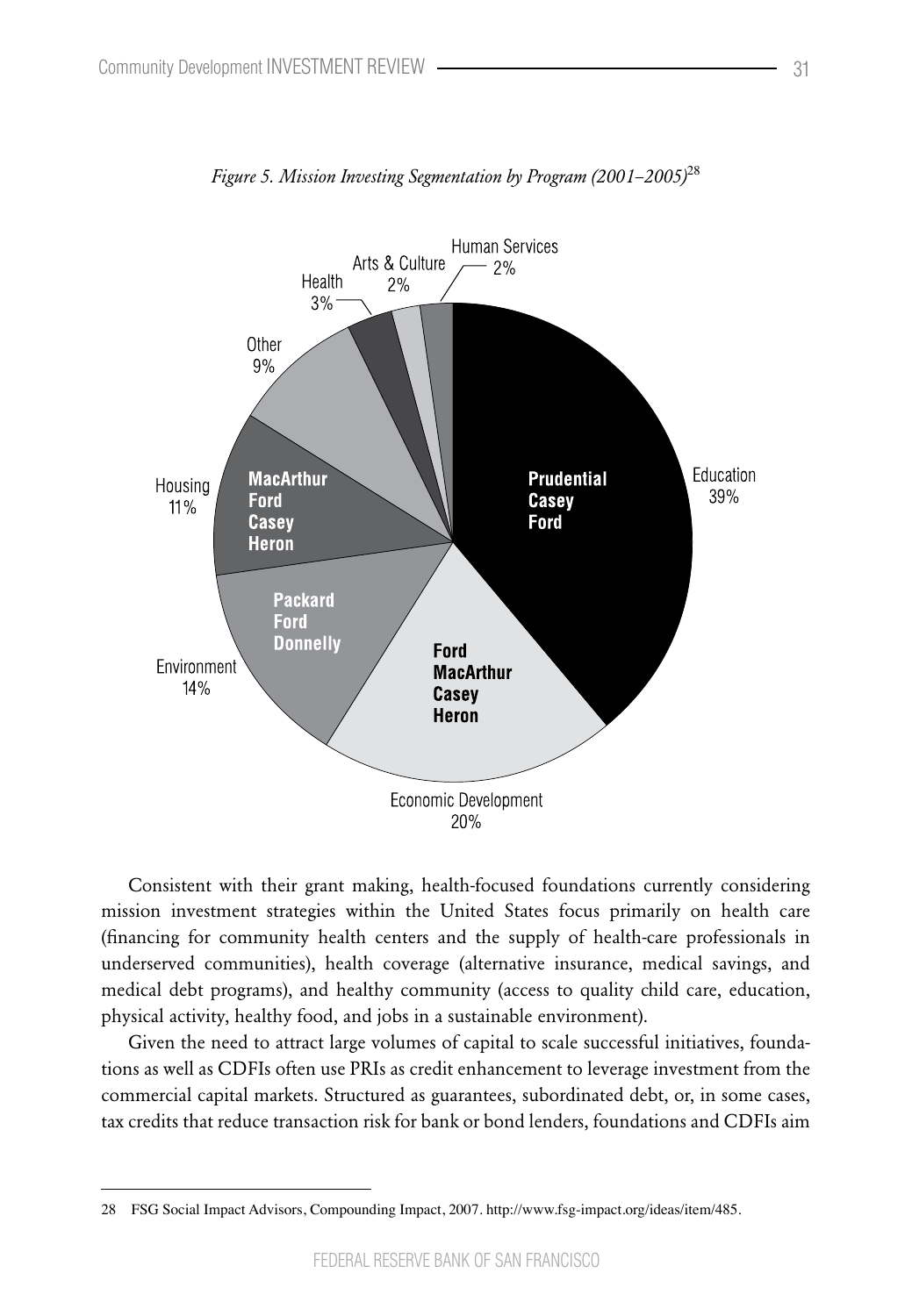*Figure 5. Mission Investing Segmentation by Program (2001–2005)*[28]

| Program | Share | Foundations |
|---|---|---|
| Education | 39% | Prudential, Casey, Ford |
| Economic Development | 20% | Ford, MacArthur, Casey, Heron |
| Environment | 14% | Packard, Ford, Donnelly |
| Housing | 11% | MacArthur, Ford, Casey, Heron |
| Other | 9% | |
| Health | 3% | |
| Arts & Culture | 2% | |
| Human Services | 2% | |

Consistent with their grant making, health-focused foundations currently considering mission investment strategies within the United States focus primarily on health care (financing for community health centers and the supply of health-care professionals in underserved communities), health coverage (alternative insurance, medical savings, and medical debt programs), and healthy community (access to quality child care, education, physical activity, healthy food, and jobs in a sustainable environment).

Given the need to attract large volumes of capital to scale successful initiatives, foundations as well as CDFIs often use PRIs as credit enhancement to leverage investment from the commercial capital markets. Structured as guarantees, subordinated debt, or, in some cases, tax credits that reduce transaction risk for bank or bond lenders, foundations and CDFIs aim

---

28 FSG Social Impact Advisors, Compounding Impact, 2007. http://www.fsg-impact.org/ideas/item/485.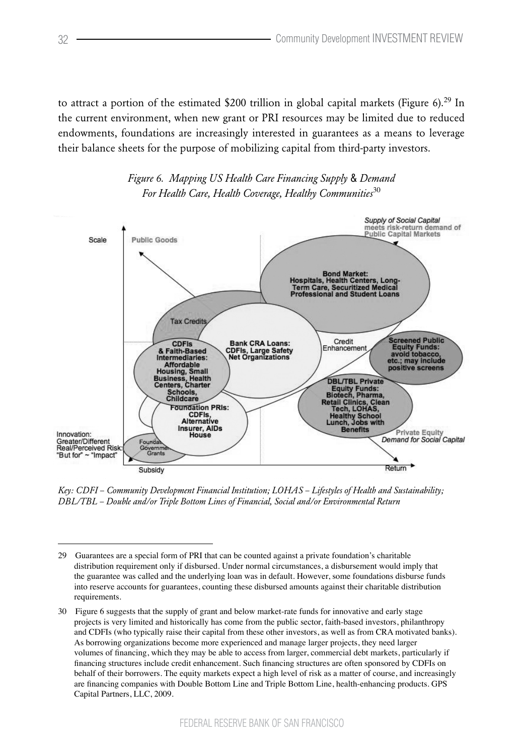to attract a portion of the estimated \$200 trillion in global capital markets (Figure 6).[29] In the current environment, when new grant or PRI resources may be limited due to reduced endowments, foundations are increasingly interested in guarantees as a means to leverage their balance sheets for the purpose of mobilizing capital from third-party investors.

*Figure 6. Mapping US Health Care Financing Supply & Demand For Health Care, Health Coverage, Healthy Communities*[30]

*Key: CDFI – Community Development Financial Institution; LOHAS – Lifestyles of Health and Sustainability; DBL/TBL – Double and/or Triple Bottom Lines of Financial, Social and/or Environmental Return*

---

29 Guarantees are a special form of PRI that can be counted against a private foundation's charitable distribution requirement only if disbursed. Under normal circumstances, a disbursement would imply that the guarantee was called and the underlying loan was in default. However, some foundations disburse funds into reserve accounts for guarantees, counting these disbursed amounts against their charitable distribution requirements.

30 Figure 6 suggests that the supply of grant and below market-rate funds for innovative and early stage projects is very limited and historically has come from the public sector, faith-based investors, philanthropy and CDFIs (who typically raise their capital from these other investors, as well as from CRA motivated banks). As borrowing organizations become more experienced and manage larger projects, they need larger volumes of financing, which they may be able to access from larger, commercial debt markets, particularly if financing structures include credit enhancement. Such financing structures are often sponsored by CDFIs on behalf of their borrowers. The equity markets expect a high level of risk as a matter of course, and increasingly are financing companies with Double Bottom Line and Triple Bottom Line, health-enhancing products. GPS Capital Partners, LLC, 2009.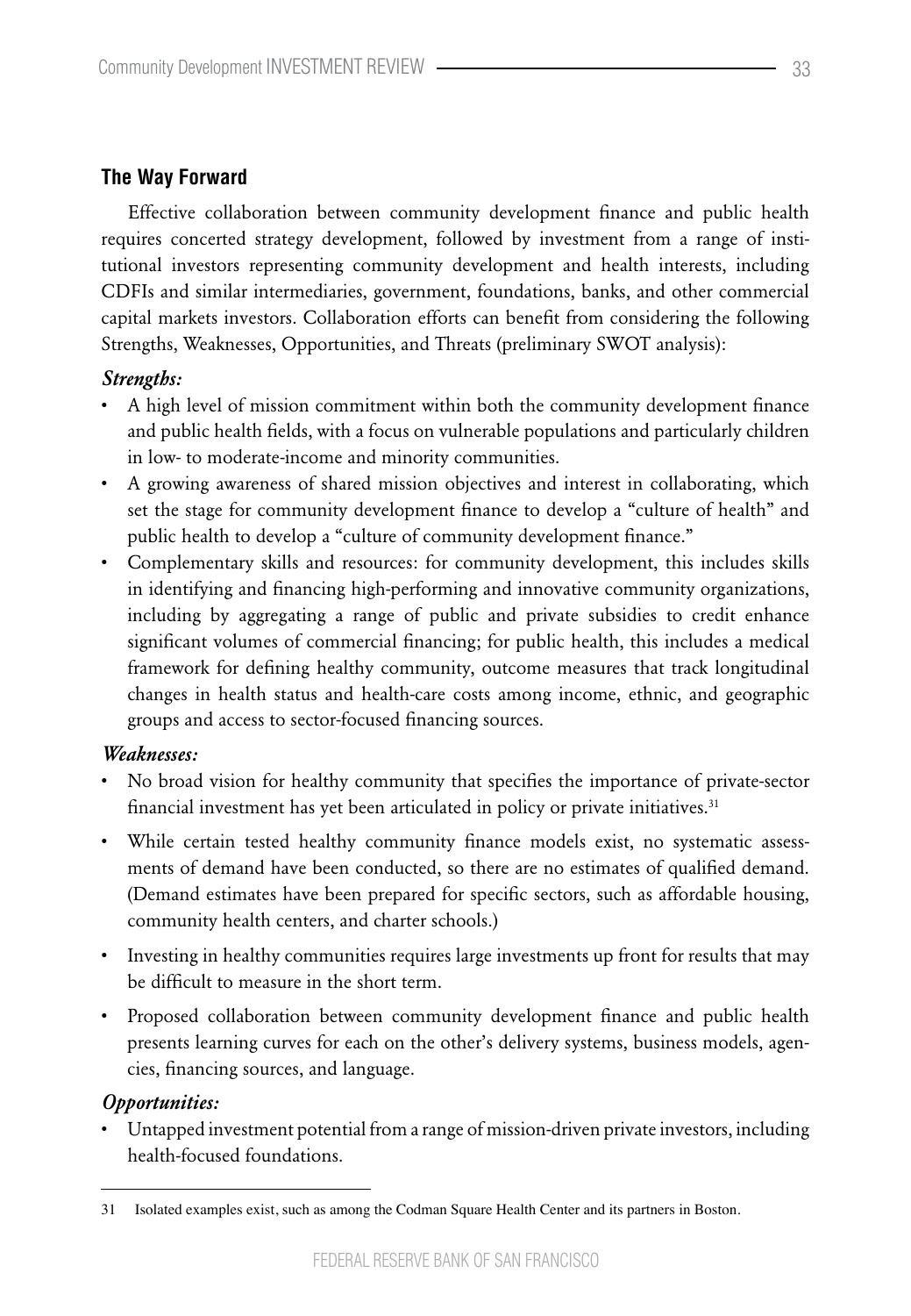## The Way Forward

Effective collaboration between community development finance and public health requires concerted strategy development, followed by investment from a range of institutional investors representing community development and health interests, including CDFIs and similar intermediaries, government, foundations, banks, and other commercial capital markets investors. Collaboration efforts can benefit from considering the following Strengths, Weaknesses, Opportunities, and Threats (preliminary SWOT analysis):

### *Strengths:*

- A high level of mission commitment within both the community development finance and public health fields, with a focus on vulnerable populations and particularly children in low- to moderate-income and minority communities.
- A growing awareness of shared mission objectives and interest in collaborating, which set the stage for community development finance to develop a "culture of health" and public health to develop a "culture of community development finance."
- Complementary skills and resources: for community development, this includes skills in identifying and financing high-performing and innovative community organizations, including by aggregating a range of public and private subsidies to credit enhance significant volumes of commercial financing; for public health, this includes a medical framework for defining healthy community, outcome measures that track longitudinal changes in health status and health-care costs among income, ethnic, and geographic groups and access to sector-focused financing sources.

### *Weaknesses:*

- No broad vision for healthy community that specifies the importance of private-sector financial investment has yet been articulated in policy or private initiatives.[31]
- While certain tested healthy community finance models exist, no systematic assessments of demand have been conducted, so there are no estimates of qualified demand. (Demand estimates have been prepared for specific sectors, such as affordable housing, community health centers, and charter schools.)
- Investing in healthy communities requires large investments up front for results that may be difficult to measure in the short term.
- Proposed collaboration between community development finance and public health presents learning curves for each on the other's delivery systems, business models, agencies, financing sources, and language.

### *Opportunities:*

- Untapped investment potential from a range of mission-driven private investors, including health-focused foundations.

---

31 Isolated examples exist, such as among the Codman Square Health Center and its partners in Boston.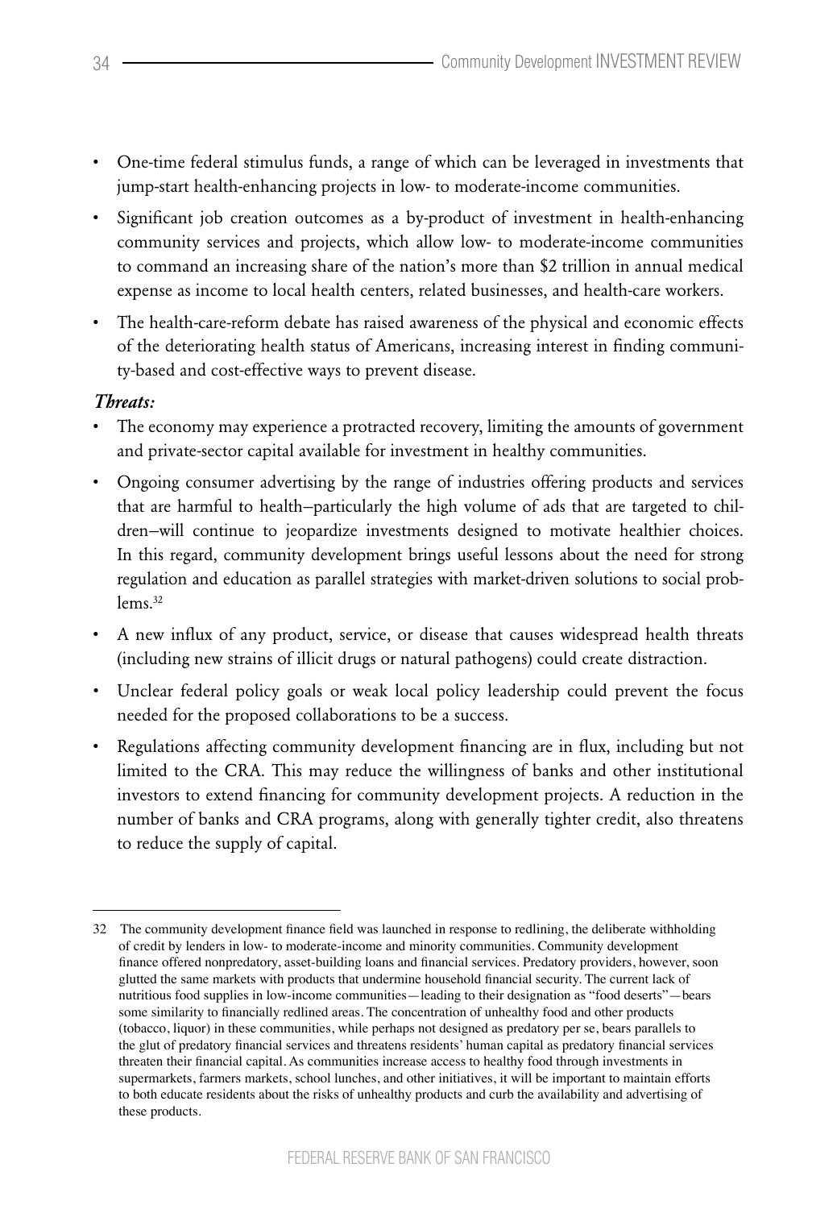- One-time federal stimulus funds, a range of which can be leveraged in investments that jump-start health-enhancing projects in low- to moderate-income communities.
- Significant job creation outcomes as a by-product of investment in health-enhancing community services and projects, which allow low- to moderate-income communities to command an increasing share of the nation's more than $2 trillion in annual medical expense as income to local health centers, related businesses, and health-care workers.
- The health-care-reform debate has raised awareness of the physical and economic effects of the deteriorating health status of Americans, increasing interest in finding community-based and cost-effective ways to prevent disease.

***Threats:***

- The economy may experience a protracted recovery, limiting the amounts of government and private-sector capital available for investment in healthy communities.
- Ongoing consumer advertising by the range of industries offering products and services that are harmful to health–particularly the high volume of ads that are targeted to children–will continue to jeopardize investments designed to motivate healthier choices. In this regard, community development brings useful lessons about the need for strong regulation and education as parallel strategies with market-driven solutions to social problems.[32]
- A new influx of any product, service, or disease that causes widespread health threats (including new strains of illicit drugs or natural pathogens) could create distraction.
- Unclear federal policy goals or weak local policy leadership could prevent the focus needed for the proposed collaborations to be a success.
- Regulations affecting community development financing are in flux, including but not limited to the CRA. This may reduce the willingness of banks and other institutional investors to extend financing for community development projects. A reduction in the number of banks and CRA programs, along with generally tighter credit, also threatens to reduce the supply of capital.

---

32 The community development finance field was launched in response to redlining, the deliberate withholding of credit by lenders in low- to moderate-income and minority communities. Community development finance offered nonpredatory, asset-building loans and financial services. Predatory providers, however, soon glutted the same markets with products that undermine household financial security. The current lack of nutritious food supplies in low-income communities—leading to their designation as "food deserts"—bears some similarity to financially redlined areas. The concentration of unhealthy food and other products (tobacco, liquor) in these communities, while perhaps not designed as predatory per se, bears parallels to the glut of predatory financial services and threatens residents' human capital as predatory financial services threaten their financial capital. As communities increase access to healthy food through investments in supermarkets, farmers markets, school lunches, and other initiatives, it will be important to maintain efforts to both educate residents about the risks of unhealthy products and curb the availability and advertising of these products.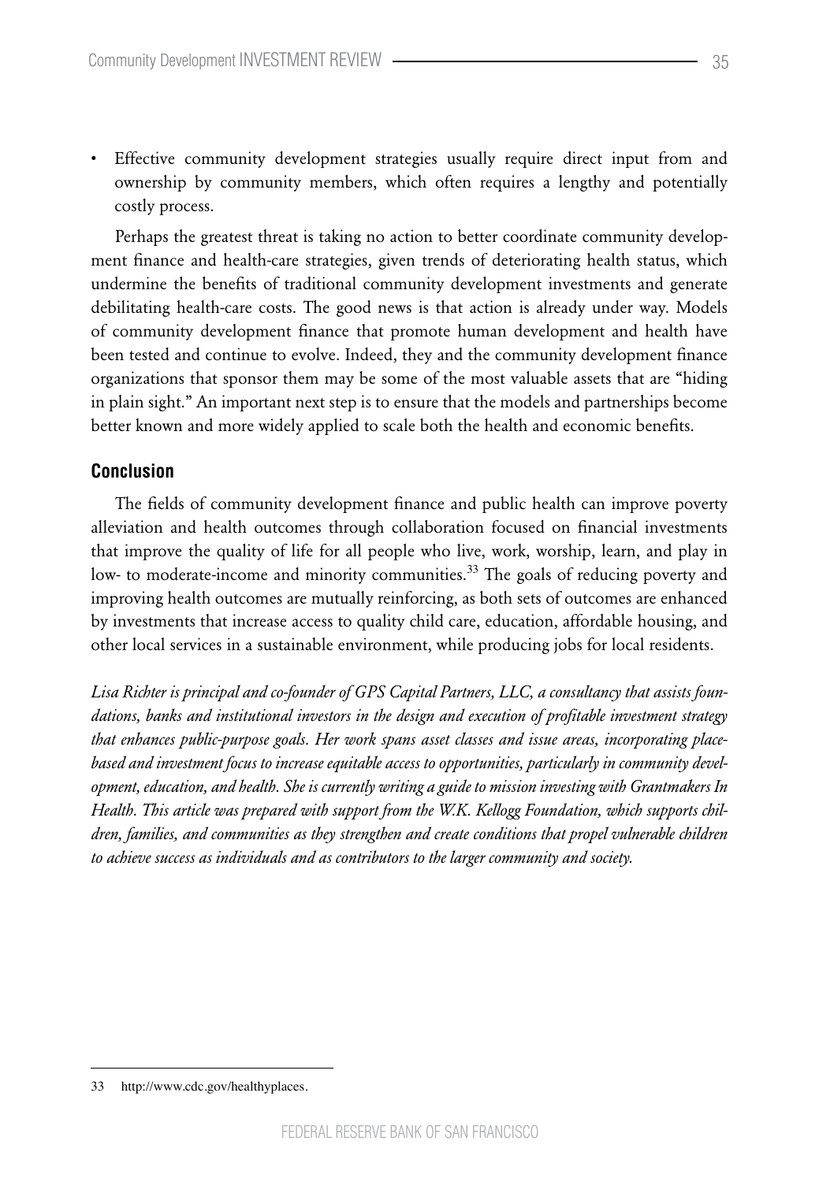- Effective community development strategies usually require direct input from and ownership by community members, which often requires a lengthy and potentially costly process.

Perhaps the greatest threat is taking no action to better coordinate community development finance and health-care strategies, given trends of deteriorating health status, which undermine the benefits of traditional community development investments and generate debilitating health-care costs. The good news is that action is already under way. Models of community development finance that promote human development and health have been tested and continue to evolve. Indeed, they and the community development finance organizations that sponsor them may be some of the most valuable assets that are "hiding in plain sight." An important next step is to ensure that the models and partnerships become better known and more widely applied to scale both the health and economic benefits.

## Conclusion

The fields of community development finance and public health can improve poverty alleviation and health outcomes through collaboration focused on financial investments that improve the quality of life for all people who live, work, worship, learn, and play in low- to moderate-income and minority communities.[33] The goals of reducing poverty and improving health outcomes are mutually reinforcing, as both sets of outcomes are enhanced by investments that increase access to quality child care, education, affordable housing, and other local services in a sustainable environment, while producing jobs for local residents.

*Lisa Richter is principal and co-founder of GPS Capital Partners, LLC, a consultancy that assists foundations, banks and institutional investors in the design and execution of profitable investment strategy that enhances public-purpose goals. Her work spans asset classes and issue areas, incorporating place-based and investment focus to increase equitable access to opportunities, particularly in community development, education, and health. She is currently writing a guide to mission investing with Grantmakers In Health. This article was prepared with support from the W.K. Kellogg Foundation, which supports children, families, and communities as they strengthen and create conditions that propel vulnerable children to achieve success as individuals and as contributors to the larger community and society.*

---

33 http://www.cdc.gov/healthyplaces.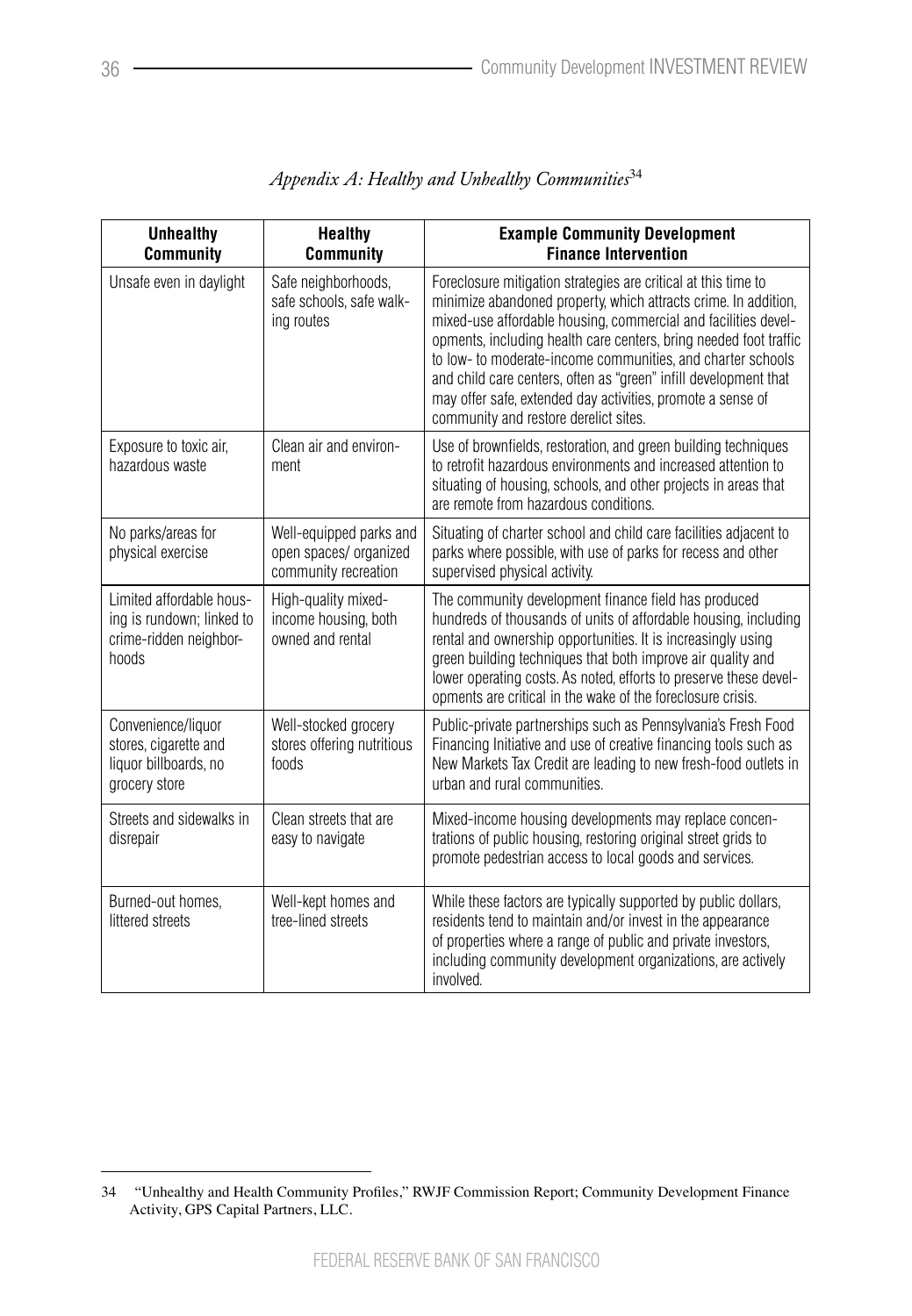*Appendix A: Healthy and Unhealthy Communities*[34]

| Unhealthy Community | Healthy Community | Example Community Development Finance Intervention |
|---|---|---|
| Unsafe even in daylight | Safe neighborhoods, safe schools, safe walking routes | Foreclosure mitigation strategies are critical at this time to minimize abandoned property, which attracts crime. In addition, mixed-use affordable housing, commercial and facilities developments, including health care centers, bring needed foot traffic to low- to moderate-income communities, and charter schools and child care centers, often as "green" infill development that may offer safe, extended day activities, promote a sense of community and restore derelict sites. |
| Exposure to toxic air, hazardous waste | Clean air and environment | Use of brownfields, restoration, and green building techniques to retrofit hazardous environments and increased attention to situating of housing, schools, and other projects in areas that are remote from hazardous conditions. |
| No parks/areas for physical exercise | Well-equipped parks and open spaces/ organized community recreation | Situating of charter school and child care facilities adjacent to parks where possible, with use of parks for recess and other supervised physical activity. |
| Limited affordable housing is rundown; linked to crime-ridden neighborhoods | High-quality mixed-income housing, both owned and rental | The community development finance field has produced hundreds of thousands of units of affordable housing, including rental and ownership opportunities. It is increasingly using green building techniques that both improve air quality and lower operating costs. As noted, efforts to preserve these developments are critical in the wake of the foreclosure crisis. |
| Convenience/liquor stores, cigarette and liquor billboards, no grocery store | Well-stocked grocery stores offering nutritious foods | Public-private partnerships such as Pennsylvania's Fresh Food Financing Initiative and use of creative financing tools such as New Markets Tax Credit are leading to new fresh-food outlets in urban and rural communities. |
| Streets and sidewalks in disrepair | Clean streets that are easy to navigate | Mixed-income housing developments may replace concentrations of public housing, restoring original street grids to promote pedestrian access to local goods and services. |
| Burned-out homes, littered streets | Well-kept homes and tree-lined streets | While these factors are typically supported by public dollars, residents tend to maintain and/or invest in the appearance of properties where a range of public and private investors, including community development organizations, are actively involved. |

34 "Unhealthy and Health Community Profiles," RWJF Commission Report; Community Development Finance Activity, GPS Capital Partners, LLC.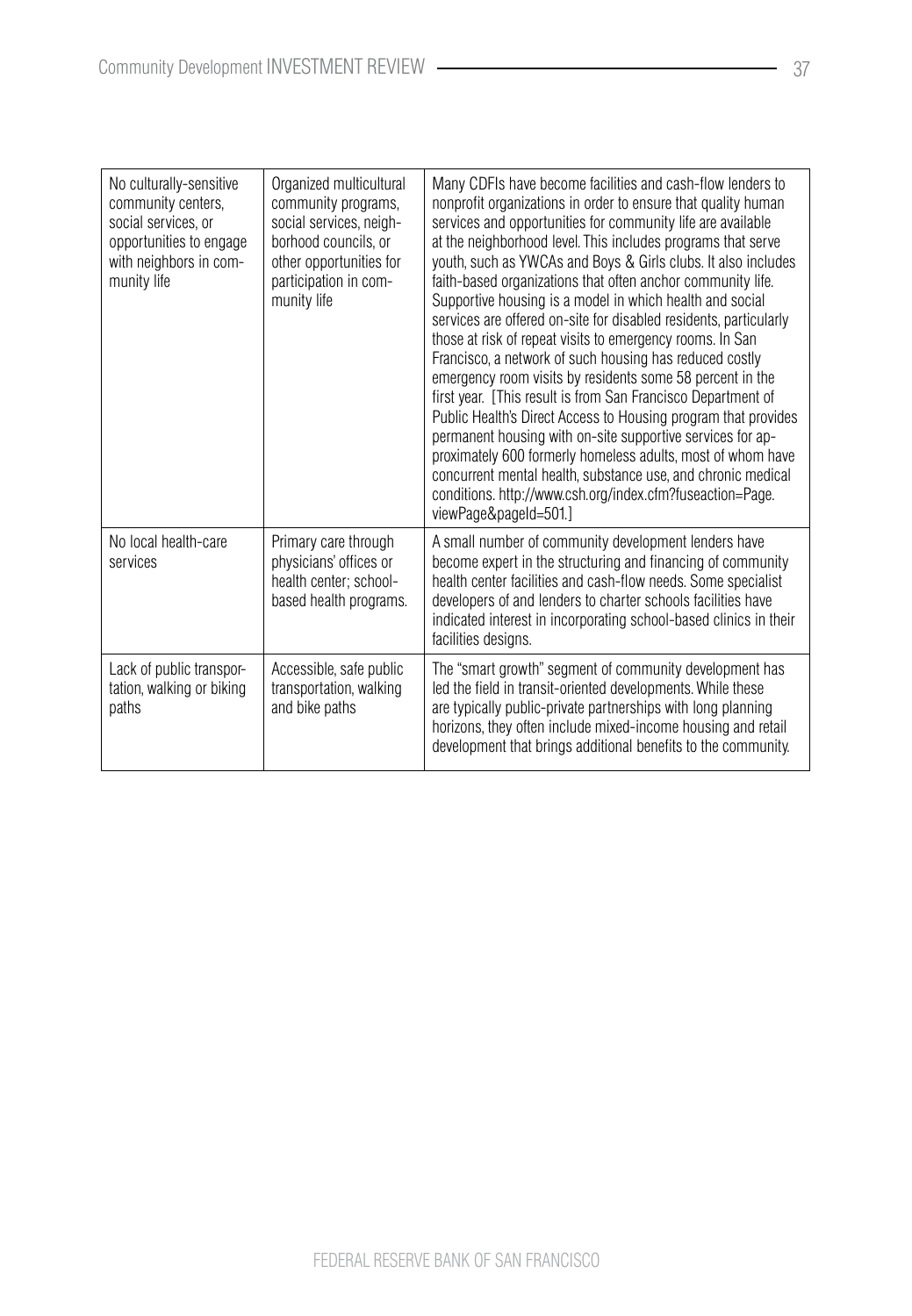| | | |
|---|---|---|
| No culturally-sensitive community centers, social services, or opportunities to engage with neighbors in community life | Organized multicultural community programs, social services, neighborhood councils, or other opportunities for participation in community life | Many CDFIs have become facilities and cash-flow lenders to nonprofit organizations in order to ensure that quality human services and opportunities for community life are available at the neighborhood level. This includes programs that serve youth, such as YWCAs and Boys & Girls clubs. It also includes faith-based organizations that often anchor community life. Supportive housing is a model in which health and social services are offered on-site for disabled residents, particularly those at risk of repeat visits to emergency rooms. In San Francisco, a network of such housing has reduced costly emergency room visits by residents some 58 percent in the first year. [This result is from San Francisco Department of Public Health's Direct Access to Housing program that provides permanent housing with on-site supportive services for approximately 600 formerly homeless adults, most of whom have concurrent mental health, substance use, and chronic medical conditions. http://www.csh.org/index.cfm?fuseaction=Page.viewPage&pageId=501.] |
| No local health-care services | Primary care through physicians' offices or health center; school-based health programs. | A small number of community development lenders have become expert in the structuring and financing of community health center facilities and cash-flow needs. Some specialist developers of and lenders to charter schools facilities have indicated interest in incorporating school-based clinics in their facilities designs. |
| Lack of public transportation, walking or biking paths | Accessible, safe public transportation, walking and bike paths | The "smart growth" segment of community development has led the field in transit-oriented developments. While these are typically public-private partnerships with long planning horizons, they often include mixed-income housing and retail development that brings additional benefits to the community. |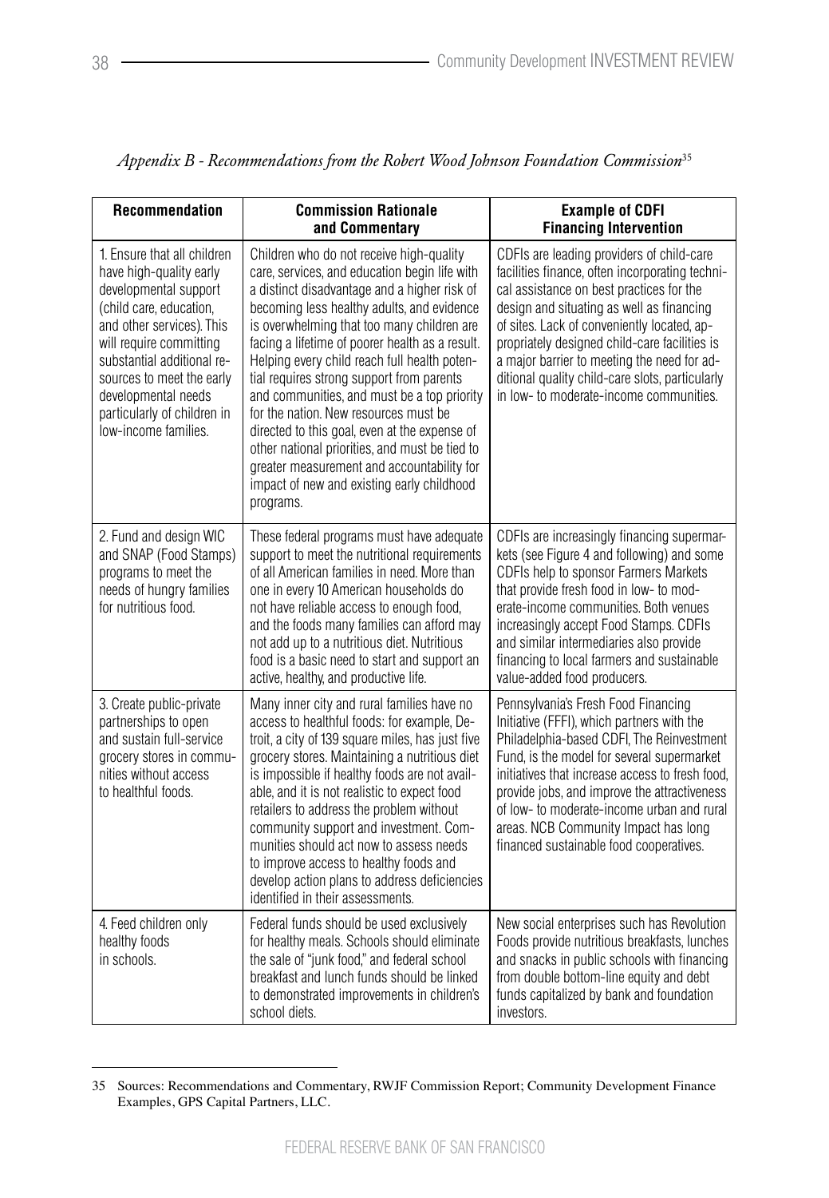*Appendix B - Recommendations from the Robert Wood Johnson Foundation Commission*[35]

| Recommendation | Commission Rationale and Commentary | Example of CDFI Financing Intervention |
|---|---|---|
| 1. Ensure that all children have high-quality early developmental support (child care, education, and other services). This will require committing substantial additional resources to meet the early developmental needs particularly of children in low-income families. | Children who do not receive high-quality care, services, and education begin life with a distinct disadvantage and a higher risk of becoming less healthy adults, and evidence is overwhelming that too many children are facing a lifetime of poorer health as a result. Helping every child reach full health potential requires strong support from parents and communities, and must be a top priority for the nation. New resources must be directed to this goal, even at the expense of other national priorities, and must be tied to greater measurement and accountability for impact of new and existing early childhood programs. | CDFIs are leading providers of child-care facilities finance, often incorporating technical assistance on best practices for the design and situating as well as financing of sites. Lack of conveniently located, appropriately designed child-care facilities is a major barrier to meeting the need for additional quality child-care slots, particularly in low- to moderate-income communities. |
| 2. Fund and design WIC and SNAP (Food Stamps) programs to meet the needs of hungry families for nutritious food. | These federal programs must have adequate support to meet the nutritional requirements of all American families in need. More than one in every 10 American households do not have reliable access to enough food, and the foods many families can afford may not add up to a nutritious diet. Nutritious food is a basic need to start and support an active, healthy, and productive life. | CDFIs are increasingly financing supermarkets (see Figure 4 and following) and some CDFIs help to sponsor Farmers Markets that provide fresh food in low- to moderate-income communities. Both venues increasingly accept Food Stamps. CDFIs and similar intermediaries also provide financing to local farmers and sustainable value-added food producers. |
| 3. Create public-private partnerships to open and sustain full-service grocery stores in communities without access to healthful foods. | Many inner city and rural families have no access to healthful foods: for example, Detroit, a city of 139 square miles, has just five grocery stores. Maintaining a nutritious diet is impossible if healthy foods are not available, and it is not realistic to expect food retailers to address the problem without community support and investment. Communities should act now to assess needs to improve access to healthy foods and develop action plans to address deficiencies identified in their assessments. | Pennsylvania's Fresh Food Financing Initiative (FFFI), which partners with the Philadelphia-based CDFI, The Reinvestment Fund, is the model for several supermarket initiatives that increase access to fresh food, provide jobs, and improve the attractiveness of low- to moderate-income urban and rural areas. NCB Community Impact has long financed sustainable food cooperatives. |
| 4. Feed children only healthy foods in schools. | Federal funds should be used exclusively for healthy meals. Schools should eliminate the sale of "junk food," and federal school breakfast and lunch funds should be linked to demonstrated improvements in children's school diets. | New social enterprises such has Revolution Foods provide nutritious breakfasts, lunches and snacks in public schools with financing from double bottom-line equity and debt funds capitalized by bank and foundation investors. |

35 Sources: Recommendations and Commentary, RWJF Commission Report; Community Development Finance Examples, GPS Capital Partners, LLC.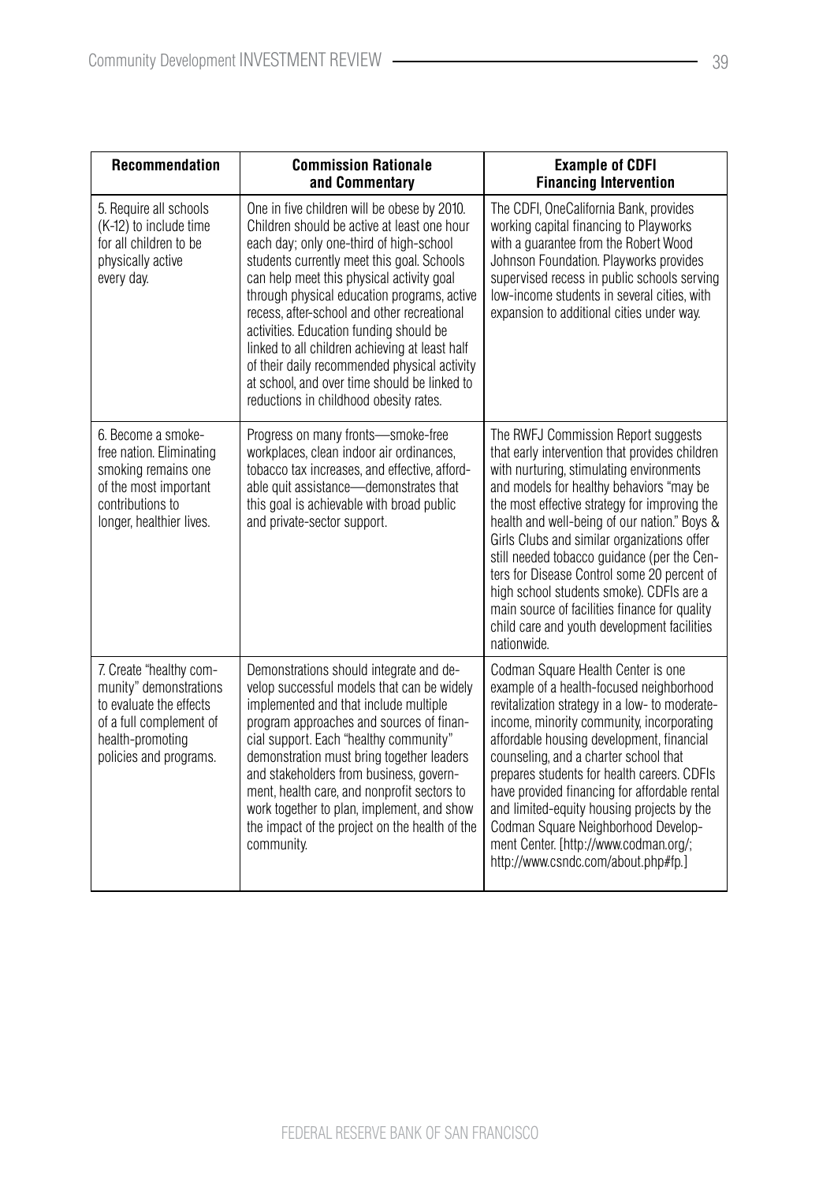| Recommendation | Commission Rationale and Commentary | Example of CDFI Financing Intervention |
|---|---|---|
| 5. Require all schools (K-12) to include time for all children to be physically active every day. | One in five children will be obese by 2010. Children should be active at least one hour each day; only one-third of high-school students currently meet this goal. Schools can help meet this physical activity goal through physical education programs, active recess, after-school and other recreational activities. Education funding should be linked to all children achieving at least half of their daily recommended physical activity at school, and over time should be linked to reductions in childhood obesity rates. | The CDFI, OneCalifornia Bank, provides working capital financing to Playworks with a guarantee from the Robert Wood Johnson Foundation. Playworks provides supervised recess in public schools serving low-income students in several cities, with expansion to additional cities under way. |
| 6. Become a smoke-free nation. Eliminating smoking remains one of the most important contributions to longer, healthier lives. | Progress on many fronts—smoke-free workplaces, clean indoor air ordinances, tobacco tax increases, and effective, affordable quit assistance—demonstrates that this goal is achievable with broad public and private-sector support. | The RWFJ Commission Report suggests that early intervention that provides children with nurturing, stimulating environments and models for healthy behaviors "may be the most effective strategy for improving the health and well-being of our nation." Boys & Girls Clubs and similar organizations offer still needed tobacco guidance (per the Centers for Disease Control some 20 percent of high school students smoke). CDFIs are a main source of facilities finance for quality child care and youth development facilities nationwide. |
| 7. Create "healthy community" demonstrations to evaluate the effects of a full complement of health-promoting policies and programs. | Demonstrations should integrate and develop successful models that can be widely implemented and that include multiple program approaches and sources of financial support. Each "healthy community" demonstration must bring together leaders and stakeholders from business, government, health care, and nonprofit sectors to work together to plan, implement, and show the impact of the project on the health of the community. | Codman Square Health Center is one example of a health-focused neighborhood revitalization strategy in a low- to moderate-income, minority community, incorporating affordable housing development, financial counseling, and a charter school that prepares students for health careers. CDFIs have provided financing for affordable rental and limited-equity housing projects by the Codman Square Neighborhood Development Center. [http://www.codman.org/; http://www.csndc.com/about.php#fp.] |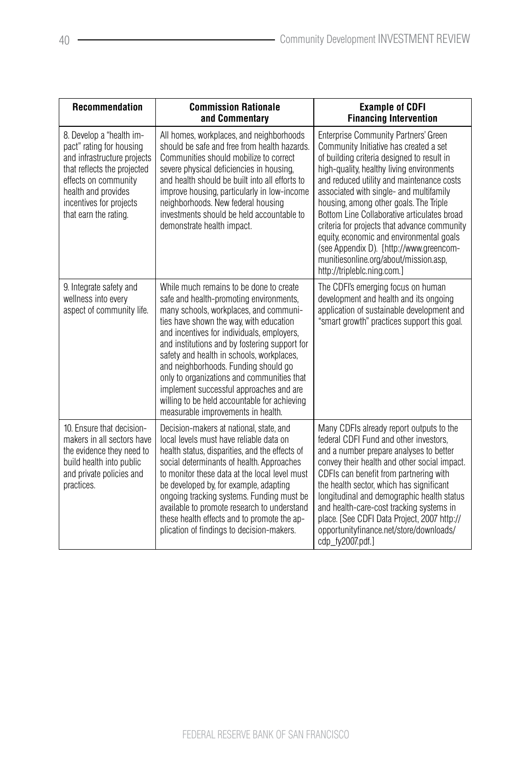| Recommendation | Commission Rationale and Commentary | Example of CDFI Financing Intervention |
|---|---|---|
| 8. Develop a "health impact" rating for housing and infrastructure projects that reflects the projected effects on community health and provides incentives for projects that earn the rating. | All homes, workplaces, and neighborhoods should be safe and free from health hazards. Communities should mobilize to correct severe physical deficiencies in housing, and health should be built into all efforts to improve housing, particularly in low-income neighborhoods. New federal housing investments should be held accountable to demonstrate health impact. | Enterprise Community Partners' Green Community Initiative has created a set of building criteria designed to result in high-quality, healthy living environments and reduced utility and maintenance costs associated with single- and multifamily housing, among other goals. The Triple Bottom Line Collaborative articulates broad criteria for projects that advance community equity, economic and environmental goals (see Appendix D). [http://www.greencommunitiesonline.org/about/mission.asp, http://tripleblc.ning.com.] |
| 9. Integrate safety and wellness into every aspect of community life. | While much remains to be done to create safe and health-promoting environments, many schools, workplaces, and communities have shown the way, with education and incentives for individuals, employers, and institutions and by fostering support for safety and health in schools, workplaces, and neighborhoods. Funding should go only to organizations and communities that implement successful approaches and are willing to be held accountable for achieving measurable improvements in health. | The CDFI's emerging focus on human development and health and its ongoing application of sustainable development and "smart growth" practices support this goal. |
| 10. Ensure that decision-makers in all sectors have the evidence they need to build health into public and private policies and practices. | Decision-makers at national, state, and local levels must have reliable data on health status, disparities, and the effects of social determinants of health. Approaches to monitor these data at the local level must be developed by, for example, adapting ongoing tracking systems. Funding must be available to promote research to understand these health effects and to promote the application of findings to decision-makers. | Many CDFIs already report outputs to the federal CDFI Fund and other investors, and a number prepare analyses to better convey their health and other social impact. CDFIs can benefit from partnering with the health sector, which has significant longitudinal and demographic health status and health-care-cost tracking systems in place. [See CDFI Data Project, 2007 http://opportunityfinance.net/store/downloads/cdp_fy2007.pdf.] |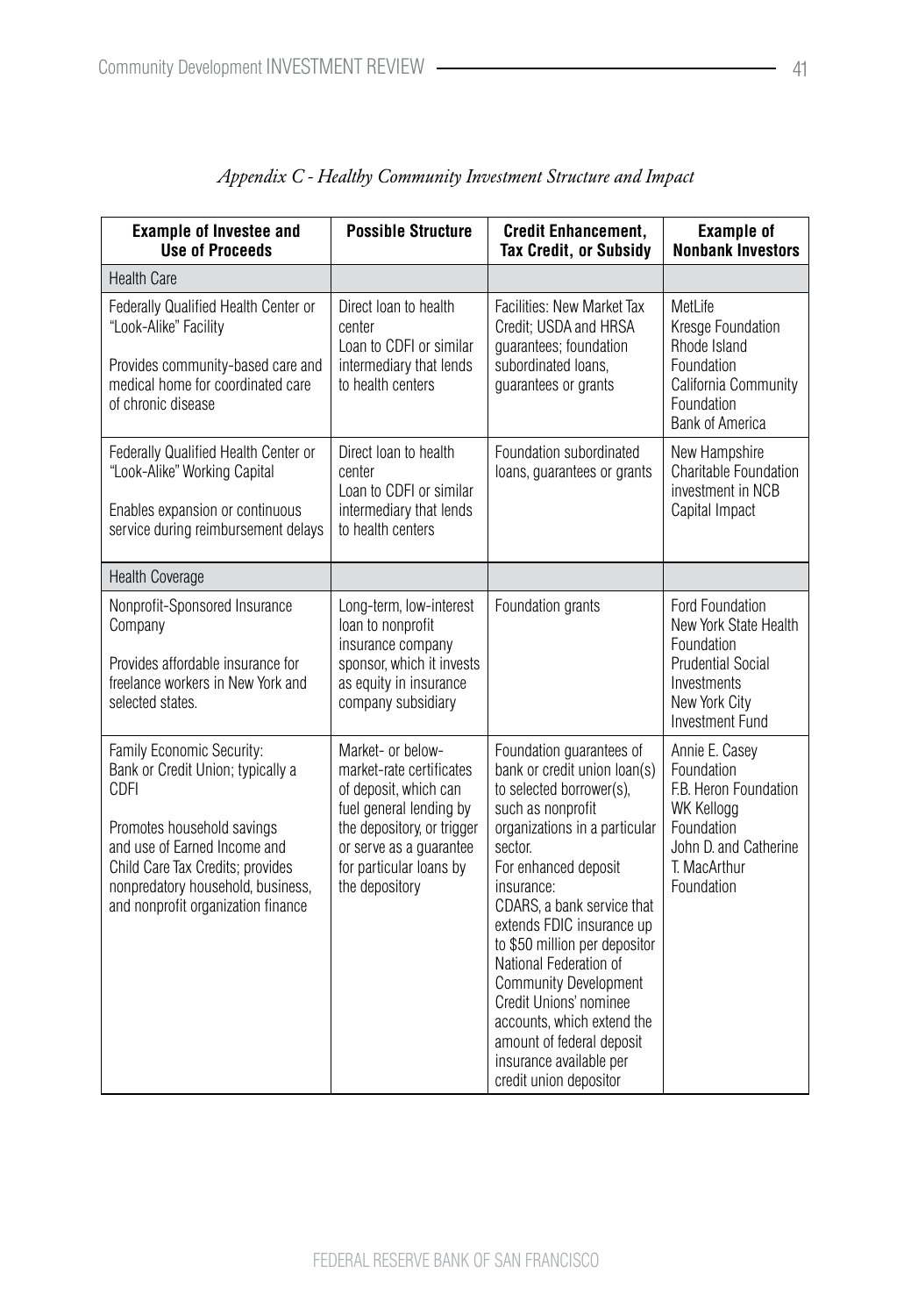*Appendix C - Healthy Community Investment Structure and Impact*

| Example of Investee and Use of Proceeds | Possible Structure | Credit Enhancement, Tax Credit, or Subsidy | Example of Nonbank Investors |
|---|---|---|---|
| Health Care | | | |
| Federally Qualified Health Center or "Look-Alike" Facility<br><br>Provides community-based care and medical home for coordinated care of chronic disease | Direct loan to health center<br>Loan to CDFI or similar intermediary that lends to health centers | Facilities: New Market Tax Credit; USDA and HRSA guarantees; foundation subordinated loans, guarantees or grants | MetLife<br>Kresge Foundation<br>Rhode Island Foundation<br>California Community Foundation<br>Bank of America |
| Federally Qualified Health Center or "Look-Alike" Working Capital<br><br>Enables expansion or continuous service during reimbursement delays | Direct loan to health center<br>Loan to CDFI or similar intermediary that lends to health centers | Foundation subordinated loans, guarantees or grants | New Hampshire Charitable Foundation investment in NCB Capital Impact |
| Health Coverage | | | |
| Nonprofit-Sponsored Insurance Company<br><br>Provides affordable insurance for freelance workers in New York and selected states. | Long-term, low-interest loan to nonprofit insurance company sponsor, which it invests as equity in insurance company subsidiary | Foundation grants | Ford Foundation<br>New York State Health Foundation<br>Prudential Social Investments<br>New York City Investment Fund |
| Family Economic Security: Bank or Credit Union; typically a CDFI<br><br>Promotes household savings and use of Earned Income and Child Care Tax Credits; provides nonpredatory household, business, and nonprofit organization finance | Market- or below-market-rate certificates of deposit, which can fuel general lending by the depository, or trigger or serve as a guarantee for particular loans by the depository | Foundation guarantees of bank or credit union loan(s) to selected borrower(s), such as nonprofit organizations in a particular sector.<br>For enhanced deposit insurance:<br>CDARS, a bank service that extends FDIC insurance up to $50 million per depositor<br>National Federation of Community Development Credit Unions' nominee accounts, which extend the amount of federal deposit insurance available per credit union depositor | Annie E. Casey Foundation<br>F.B. Heron Foundation<br>WK Kellogg Foundation<br>John D. and Catherine T. MacArthur Foundation |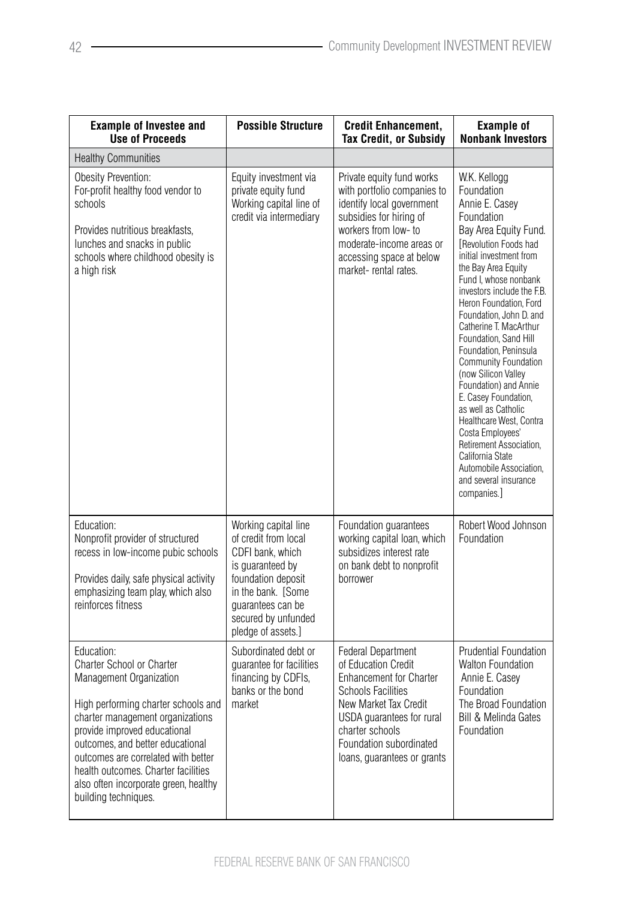| Example of Investee and Use of Proceeds | Possible Structure | Credit Enhancement, Tax Credit, or Subsidy | Example of Nonbank Investors |
|---|---|---|---|
| Healthy Communities | | | |
| Obesity Prevention: For-profit healthy food vendor to schools<br><br>Provides nutritious breakfasts, lunches and snacks in public schools where childhood obesity is a high risk | Equity investment via private equity fund Working capital line of credit via intermediary | Private equity fund works with portfolio companies to identify local government subsidies for hiring of workers from low- to moderate-income areas or accessing space at below market- rental rates. | W.K. Kellogg Foundation Annie E. Casey Foundation Bay Area Equity Fund. [Revolution Foods had initial investment from the Bay Area Equity Fund I, whose nonbank investors include the F.B. Heron Foundation, Ford Foundation, John D. and Catherine T. MacArthur Foundation, Sand Hill Foundation, Peninsula Community Foundation (now Silicon Valley Foundation) and Annie E. Casey Foundation, as well as Catholic Healthcare West, Contra Costa Employees' Retirement Association, California State Automobile Association, and several insurance companies.] |
| Education: Nonprofit provider of structured recess in low-income pubic schools<br><br>Provides daily, safe physical activity emphasizing team play, which also reinforces fitness | Working capital line of credit from local CDFI bank, which is guaranteed by foundation deposit in the bank. [Some guarantees can be secured by unfunded pledge of assets.] | Foundation guarantees working capital loan, which subsidizes interest rate on bank debt to nonprofit borrower | Robert Wood Johnson Foundation |
| Education: Charter School or Charter Management Organization<br><br>High performing charter schools and charter management organizations provide improved educational outcomes, and better educational outcomes are correlated with better health outcomes. Charter facilities also often incorporate green, healthy building techniques. | Subordinated debt or guarantee for facilities financing by CDFIs, banks or the bond market | Federal Department of Education Credit Enhancement for Charter Schools Facilities New Market Tax Credit USDA guarantees for rural charter schools Foundation subordinated loans, guarantees or grants | Prudential Foundation Walton Foundation Annie E. Casey Foundation The Broad Foundation Bill & Melinda Gates Foundation |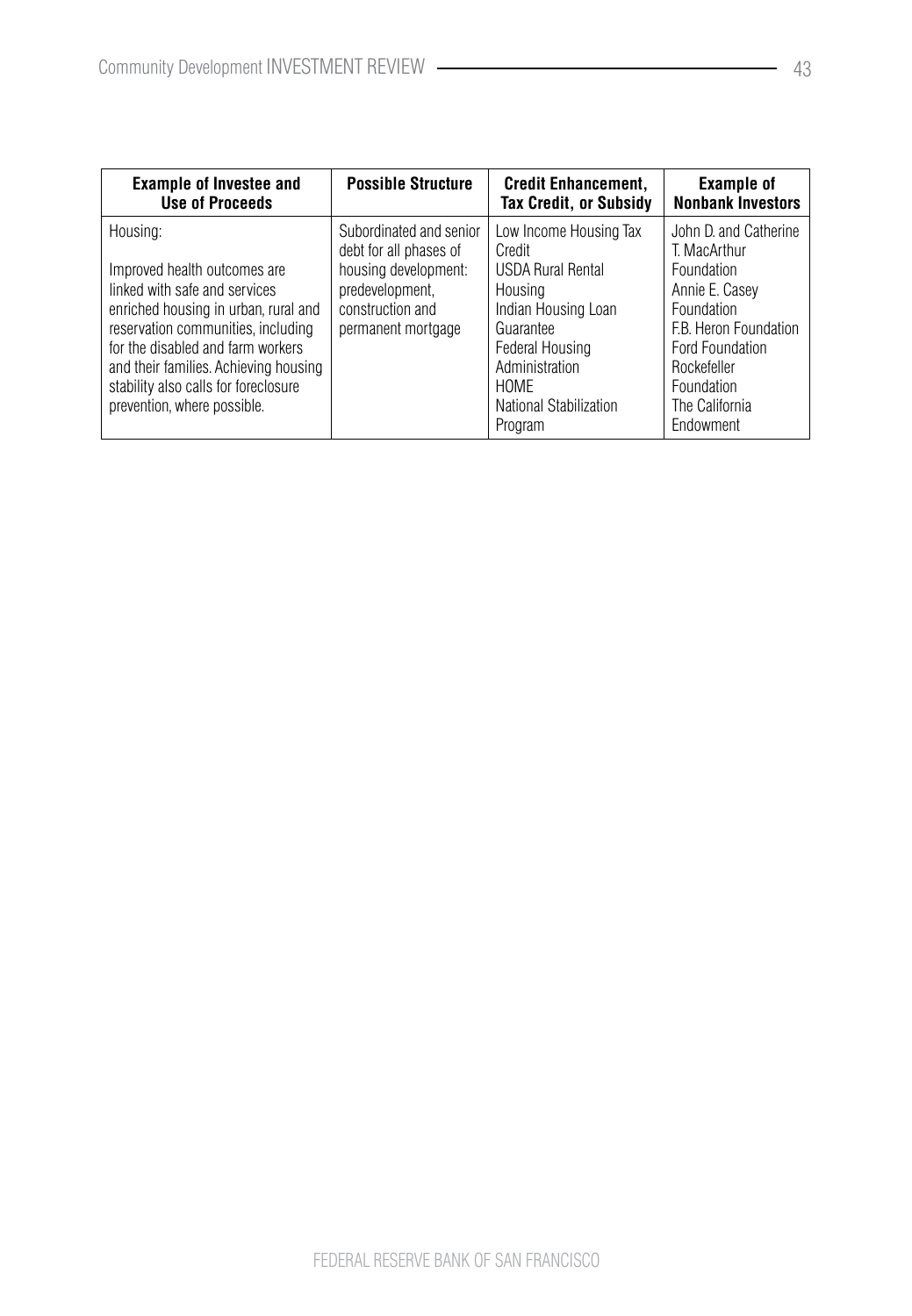| Example of Investee and Use of Proceeds | Possible Structure | Credit Enhancement, Tax Credit, or Subsidy | Example of Nonbank Investors |
|---|---|---|---|
| Housing:<br><br>Improved health outcomes are linked with safe and services enriched housing in urban, rural and reservation communities, including for the disabled and farm workers and their families. Achieving housing stability also calls for foreclosure prevention, where possible. | Subordinated and senior debt for all phases of housing development: predevelopment, construction and permanent mortgage | Low Income Housing Tax Credit<br>USDA Rural Rental Housing<br>Indian Housing Loan Guarantee<br>Federal Housing Administration<br>HOME<br>National Stabilization Program | John D. and Catherine T. MacArthur Foundation<br>Annie E. Casey Foundation<br>F.B. Heron Foundation<br>Ford Foundation<br>Rockefeller Foundation<br>The California Endowment |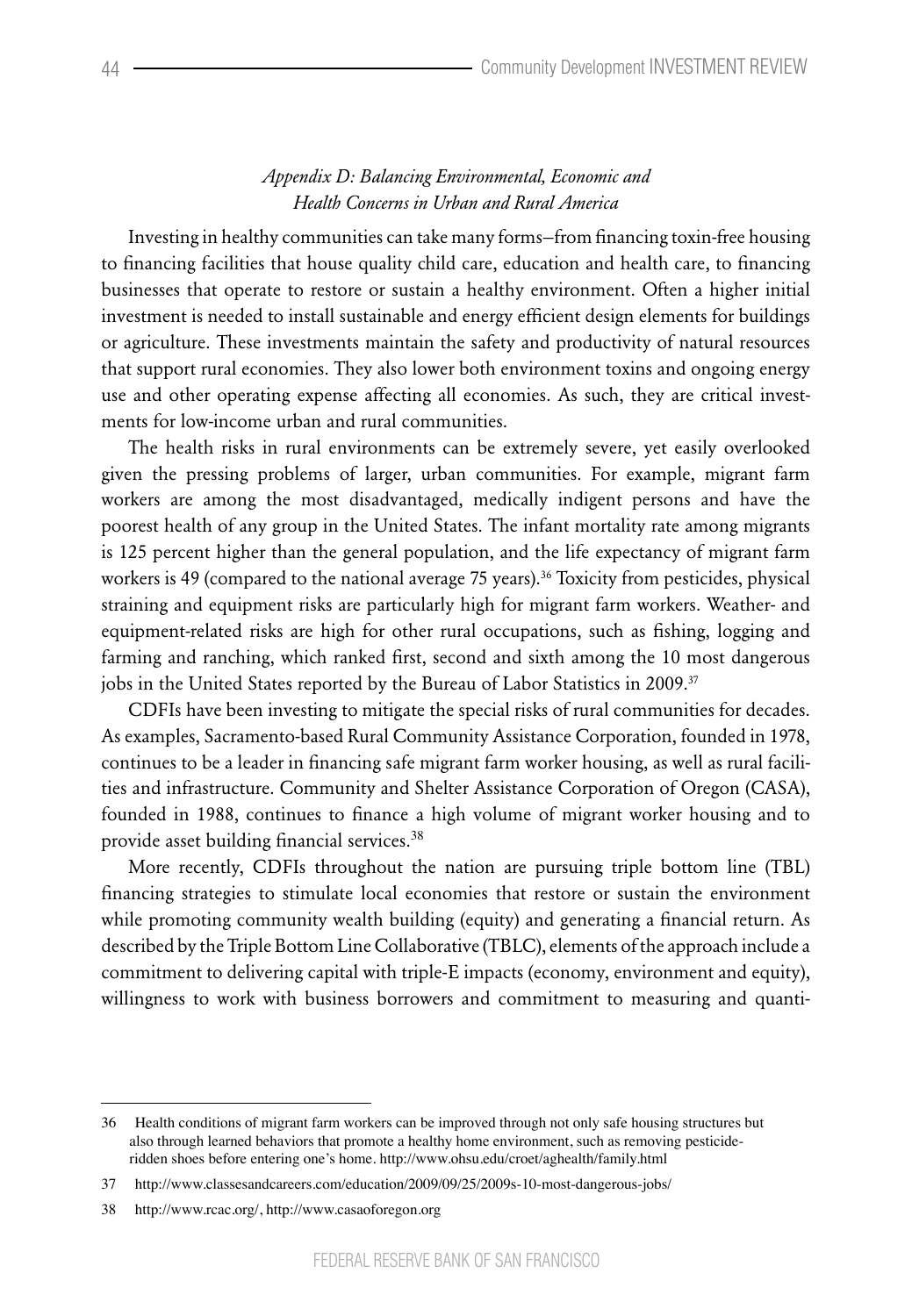*Appendix D: Balancing Environmental, Economic and Health Concerns in Urban and Rural America*

Investing in healthy communities can take many forms–from financing toxin-free housing to financing facilities that house quality child care, education and health care, to financing businesses that operate to restore or sustain a healthy environment. Often a higher initial investment is needed to install sustainable and energy efficient design elements for buildings or agriculture. These investments maintain the safety and productivity of natural resources that support rural economies. They also lower both environment toxins and ongoing energy use and other operating expense affecting all economies. As such, they are critical investments for low-income urban and rural communities.

The health risks in rural environments can be extremely severe, yet easily overlooked given the pressing problems of larger, urban communities. For example, migrant farm workers are among the most disadvantaged, medically indigent persons and have the poorest health of any group in the United States. The infant mortality rate among migrants is 125 percent higher than the general population, and the life expectancy of migrant farm workers is 49 (compared to the national average 75 years).[36] Toxicity from pesticides, physical straining and equipment risks are particularly high for migrant farm workers. Weather- and equipment-related risks are high for other rural occupations, such as fishing, logging and farming and ranching, which ranked first, second and sixth among the 10 most dangerous jobs in the United States reported by the Bureau of Labor Statistics in 2009.[37]

CDFIs have been investing to mitigate the special risks of rural communities for decades. As examples, Sacramento-based Rural Community Assistance Corporation, founded in 1978, continues to be a leader in financing safe migrant farm worker housing, as well as rural facilities and infrastructure. Community and Shelter Assistance Corporation of Oregon (CASA), founded in 1988, continues to finance a high volume of migrant worker housing and to provide asset building financial services.[38]

More recently, CDFIs throughout the nation are pursuing triple bottom line (TBL) financing strategies to stimulate local economies that restore or sustain the environment while promoting community wealth building (equity) and generating a financial return. As described by the Triple Bottom Line Collaborative (TBLC), elements of the approach include a commitment to delivering capital with triple-E impacts (economy, environment and equity), willingness to work with business borrowers and commitment to measuring and quanti-

---

36 Health conditions of migrant farm workers can be improved through not only safe housing structures but also through learned behaviors that promote a healthy home environment, such as removing pesticide-ridden shoes before entering one's home. http://www.ohsu.edu/croet/aghealth/family.html

37 http://www.classesandcareers.com/education/2009/09/25/2009s-10-most-dangerous-jobs/

38 http://www.rcac.org/, http://www.casaoforegon.org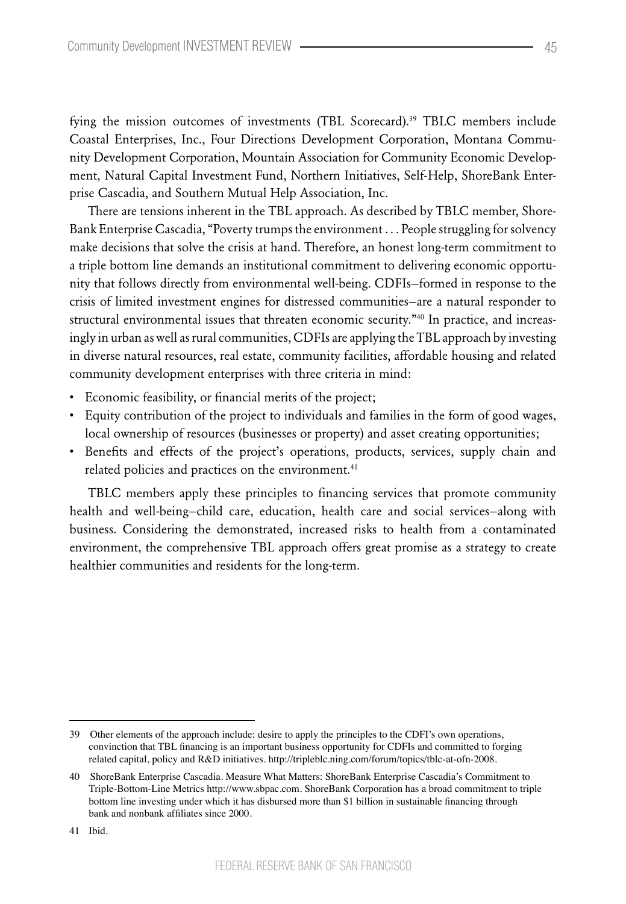fying the mission outcomes of investments (TBL Scorecard).[39] TBLC members include Coastal Enterprises, Inc., Four Directions Development Corporation, Montana Community Development Corporation, Mountain Association for Community Economic Development, Natural Capital Investment Fund, Northern Initiatives, Self-Help, ShoreBank Enterprise Cascadia, and Southern Mutual Help Association, Inc.

There are tensions inherent in the TBL approach. As described by TBLC member, ShoreBank Enterprise Cascadia, "Poverty trumps the environment . . . People struggling for solvency make decisions that solve the crisis at hand. Therefore, an honest long-term commitment to a triple bottom line demands an institutional commitment to delivering economic opportunity that follows directly from environmental well-being. CDFIs–formed in response to the crisis of limited investment engines for distressed communities–are a natural responder to structural environmental issues that threaten economic security."[40] In practice, and increasingly in urban as well as rural communities, CDFIs are applying the TBL approach by investing in diverse natural resources, real estate, community facilities, affordable housing and related community development enterprises with three criteria in mind:

- Economic feasibility, or financial merits of the project;
- Equity contribution of the project to individuals and families in the form of good wages, local ownership of resources (businesses or property) and asset creating opportunities;
- Benefits and effects of the project's operations, products, services, supply chain and related policies and practices on the environment.[41]

TBLC members apply these principles to financing services that promote community health and well-being–child care, education, health care and social services–along with business. Considering the demonstrated, increased risks to health from a contaminated environment, the comprehensive TBL approach offers great promise as a strategy to create healthier communities and residents for the long-term.

---

39 Other elements of the approach include: desire to apply the principles to the CDFI's own operations, convinction that TBL financing is an important business opportunity for CDFIs and committed to forging related capital, policy and R&D initiatives. http://tripleblc.ning.com/forum/topics/tblc-at-ofn-2008.

40 ShoreBank Enterprise Cascadia. Measure What Matters: ShoreBank Enterprise Cascadia's Commitment to Triple-Bottom-Line Metrics http://www.sbpac.com. ShoreBank Corporation has a broad commitment to triple bottom line investing under which it has disbursed more than $1 billion in sustainable financing through bank and nonbank affiliates since 2000.

41 Ibid.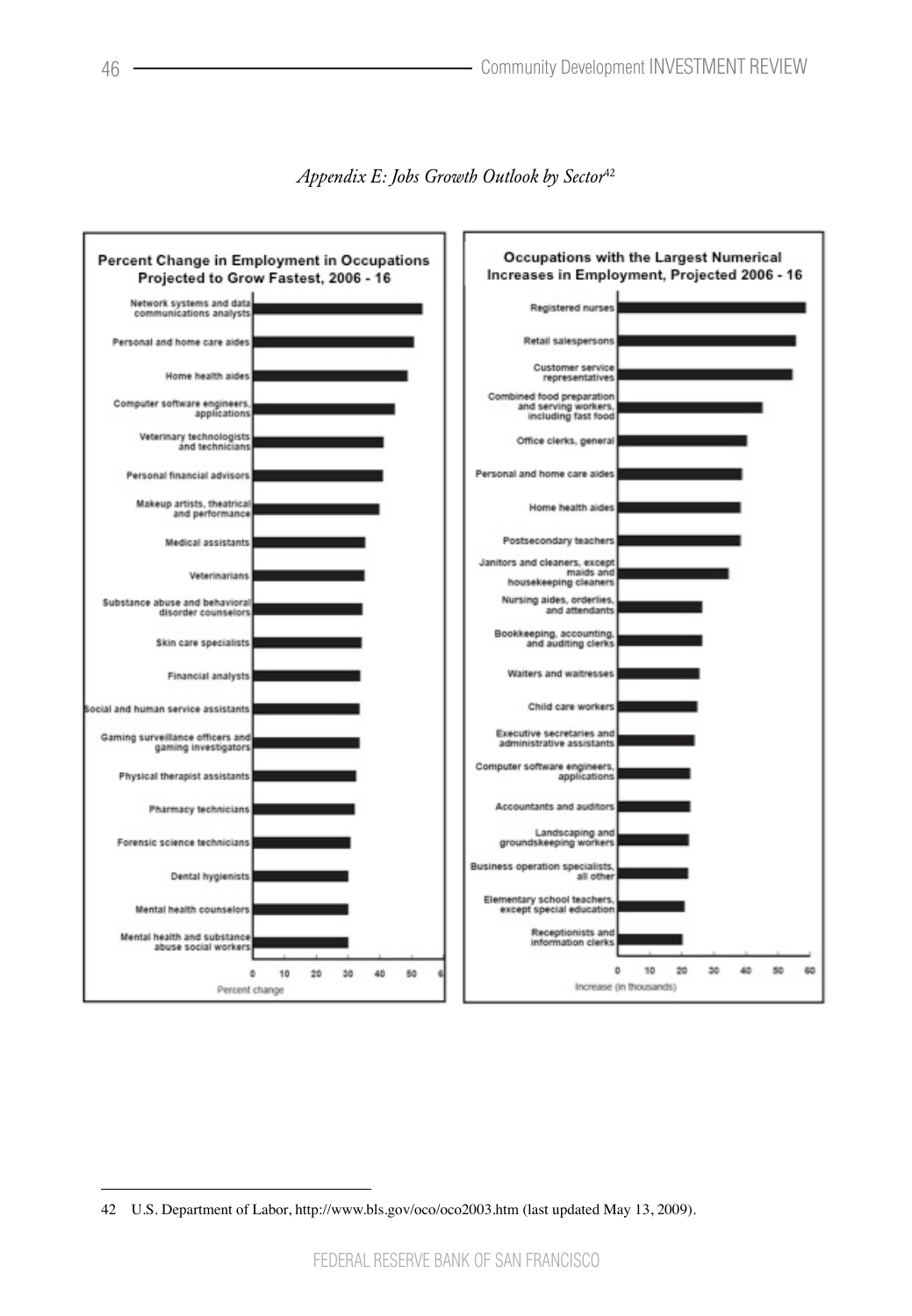*Appendix E: Jobs Growth Outlook by Sector*[42]

**Percent Change in Employment in Occupations Projected to Grow Fastest, 2006 - 16**

Network systems and data communications analysts
Personal and home care aides
Home health aides
Computer software engineers, applications
Veterinary technologists and technicians
Personal financial advisors
Makeup artists, theatrical and performance
Medical assistants
Veterinarians
Substance abuse and behavioral disorder counselors
Skin care specialists
Financial analysts
Social and human service assistants
Gaming surveillance officers and gaming investigators
Physical therapist assistants
Pharmacy technicians
Forensic science technicians
Dental hygienists
Mental health counselors
Mental health and substance abuse social workers

0 10 20 30 40 50 6

Percent change

**Occupations with the Largest Numerical Increases in Employment, Projected 2006 - 16**

Registered nurses
Retail salespersons
Customer service representatives
Combined food preparation and serving workers, including fast food
Office clerks, general
Personal and home care aides
Home health aides
Postsecondary teachers
Janitors and cleaners, except maids and housekeeping cleaners
Nursing aides, orderlies, and attendants
Bookkeeping, accounting, and auditing clerks
Waiters and waitresses
Child care workers
Executive secretaries and administrative assistants
Computer software engineers, applications
Accountants and auditors
Landscaping and groundskeeping workers
Business operation specialists, all other
Elementary school teachers, except special education
Receptionists and information clerks

0 10 20 30 40 50 60

Increase (in thousands)

---

42 U.S. Department of Labor, http://www.bls.gov/oco/oco2003.htm (last updated May 13, 2009).